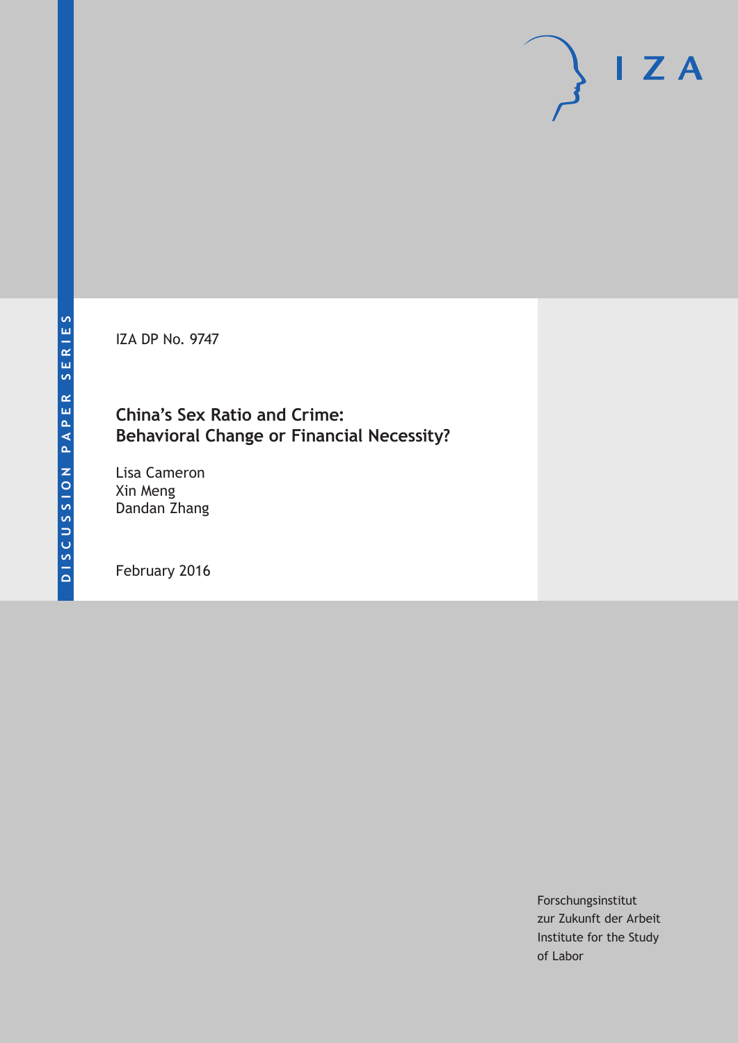DISCUSSION PAPER SERIES

IZA DP No. 9747

# China's Sex Ratio and Crime: Behavioral Change or Financial Necessity?

Lisa Cameron
Xin Meng
Dandan Zhang

February 2016

Forschungsinstitut
zur Zukunft der Arbeit
Institute for the Study
of Labor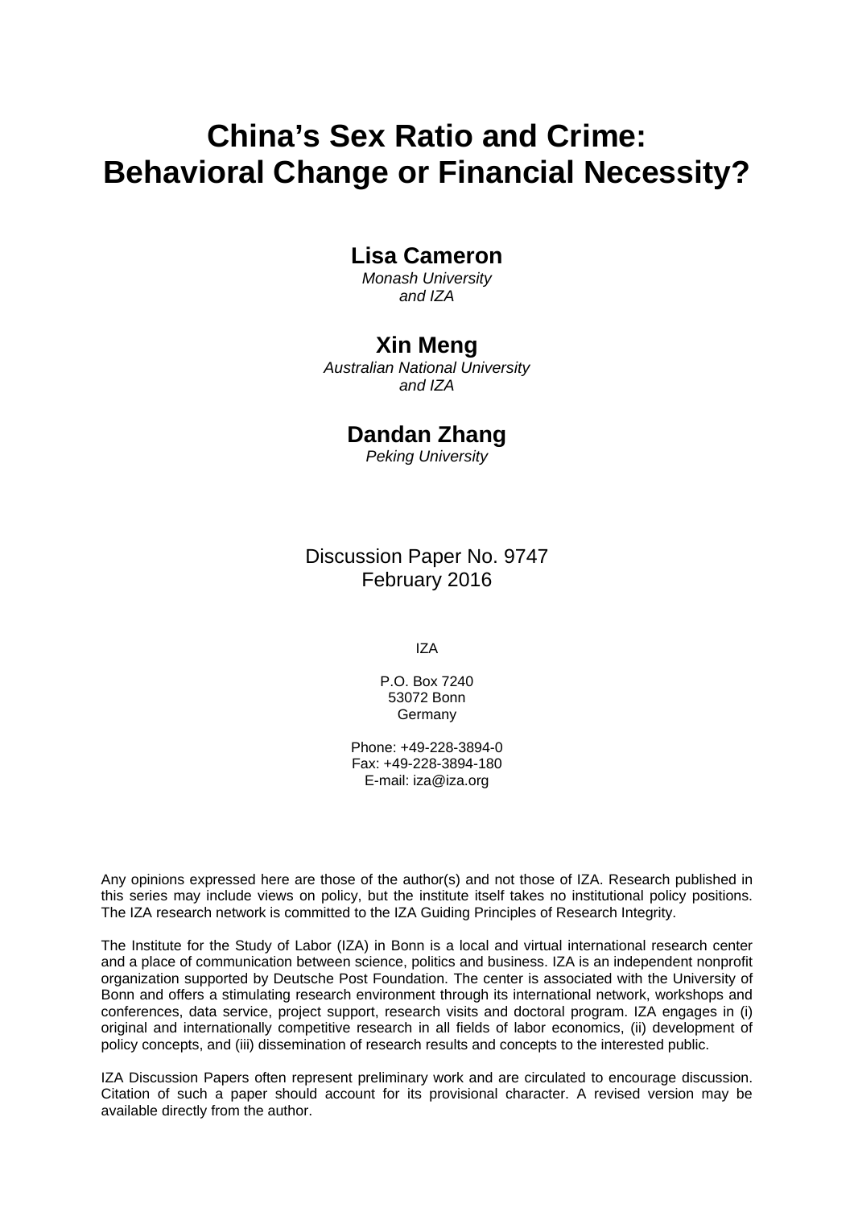# China's Sex Ratio and Crime: Behavioral Change or Financial Necessity?

**Lisa Cameron**
*Monash University and IZA*

**Xin Meng**
*Australian National University and IZA*

**Dandan Zhang**
*Peking University*

Discussion Paper No. 9747
February 2016

IZA

P.O. Box 7240
53072 Bonn
Germany

Phone: +49-228-3894-0
Fax: +49-228-3894-180
E-mail: iza@iza.org

Any opinions expressed here are those of the author(s) and not those of IZA. Research published in this series may include views on policy, but the institute itself takes no institutional policy positions. The IZA research network is committed to the IZA Guiding Principles of Research Integrity.

The Institute for the Study of Labor (IZA) in Bonn is a local and virtual international research center and a place of communication between science, politics and business. IZA is an independent nonprofit organization supported by Deutsche Post Foundation. The center is associated with the University of Bonn and offers a stimulating research environment through its international network, workshops and conferences, data service, project support, research visits and doctoral program. IZA engages in (i) original and internationally competitive research in all fields of labor economics, (ii) development of policy concepts, and (iii) dissemination of research results and concepts to the interested public.

IZA Discussion Papers often represent preliminary work and are circulated to encourage discussion. Citation of such a paper should account for its provisional character. A revised version may be available directly from the author.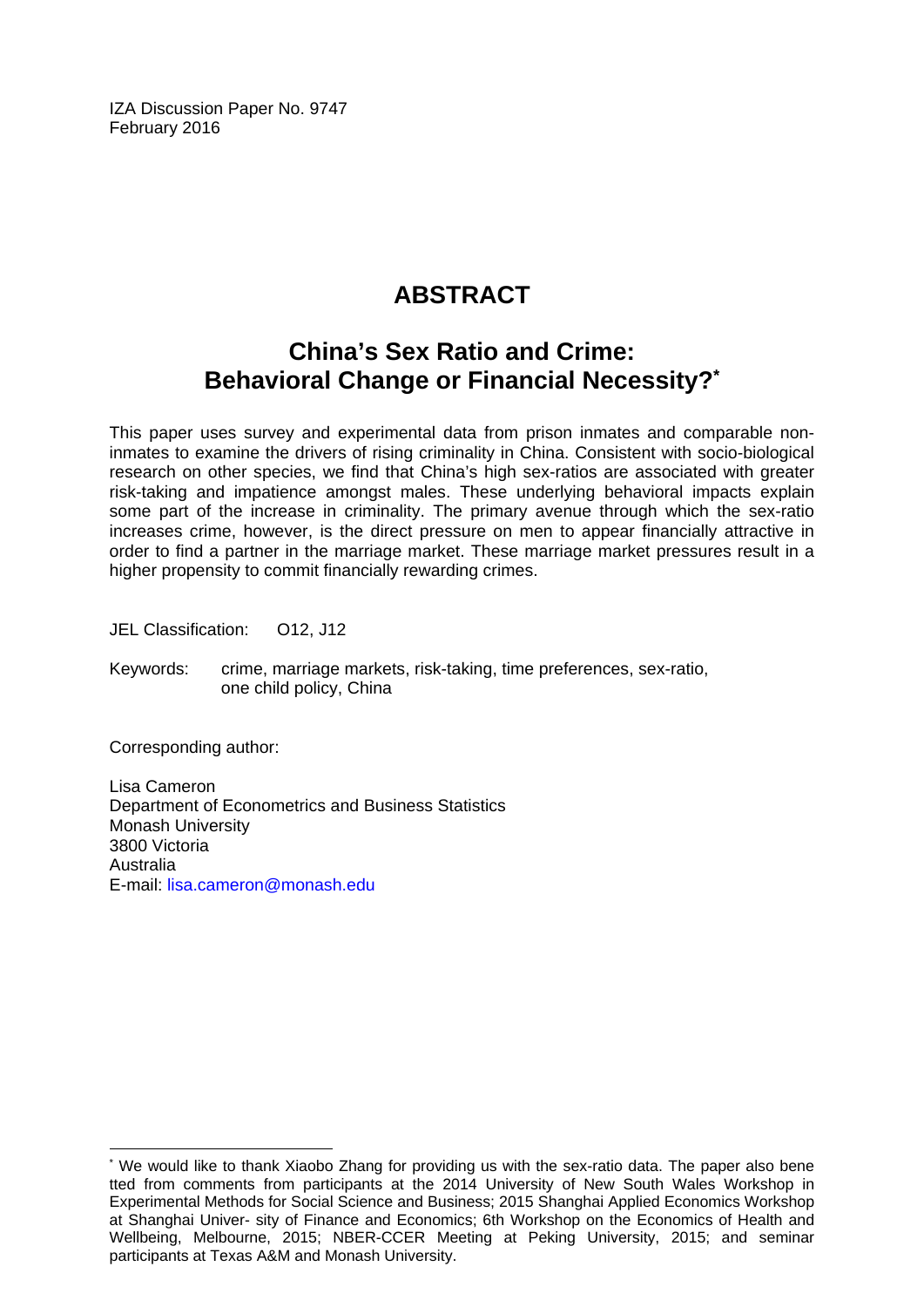IZA Discussion Paper No. 9747
February 2016

# ABSTRACT

## China's Sex Ratio and Crime: Behavioral Change or Financial Necessity?*

This paper uses survey and experimental data from prison inmates and comparable non-inmates to examine the drivers of rising criminality in China. Consistent with socio-biological research on other species, we find that China's high sex-ratios are associated with greater risk-taking and impatience amongst males. These underlying behavioral impacts explain some part of the increase in criminality. The primary avenue through which the sex-ratio increases crime, however, is the direct pressure on men to appear financially attractive in order to find a partner in the marriage market. These marriage market pressures result in a higher propensity to commit financially rewarding crimes.

JEL Classification: O12, J12

Keywords: crime, marriage markets, risk-taking, time preferences, sex-ratio, one child policy, China

Corresponding author:

Lisa Cameron
Department of Econometrics and Business Statistics
Monash University
3800 Victoria
Australia
E-mail: lisa.cameron@monash.edu

---

* We would like to thank Xiaobo Zhang for providing us with the sex-ratio data. The paper also bene tted from comments from participants at the 2014 University of New South Wales Workshop in Experimental Methods for Social Science and Business; 2015 Shanghai Applied Economics Workshop at Shanghai Univer- sity of Finance and Economics; 6th Workshop on the Economics of Health and Wellbeing, Melbourne, 2015; NBER-CCER Meeting at Peking University, 2015; and seminar participants at Texas A&M and Monash University.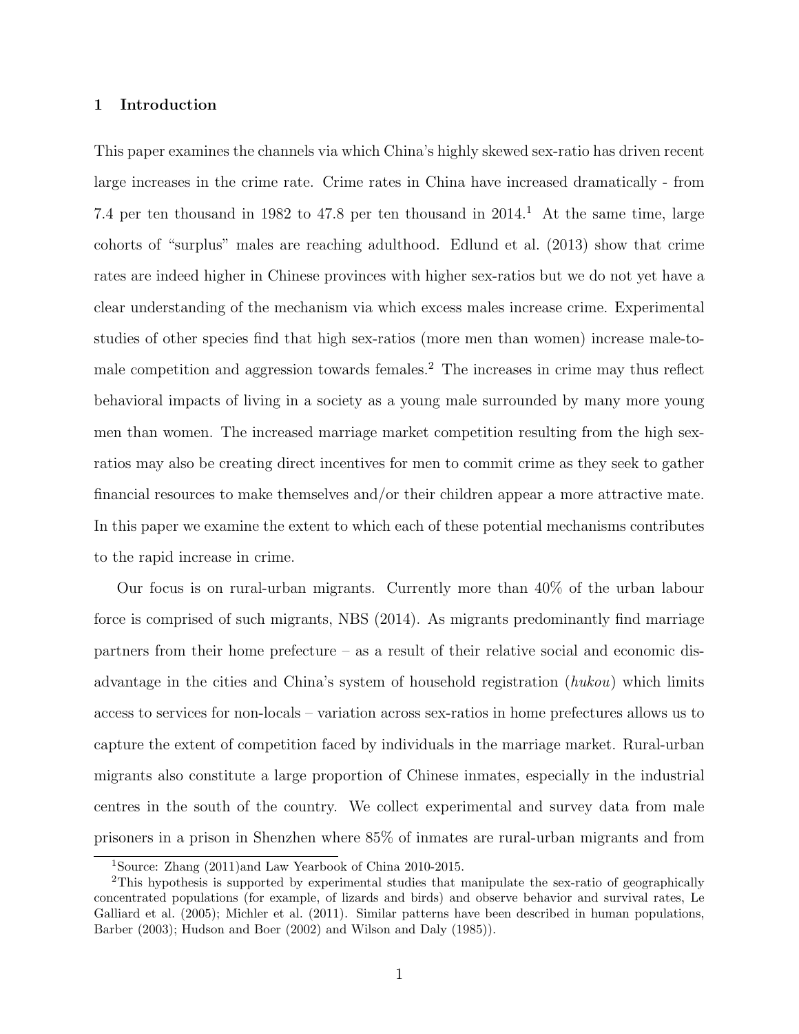## 1 Introduction

This paper examines the channels via which China's highly skewed sex-ratio has driven recent large increases in the crime rate. Crime rates in China have increased dramatically - from 7.4 per ten thousand in 1982 to 47.8 per ten thousand in 2014.[1] At the same time, large cohorts of "surplus" males are reaching adulthood. Edlund et al. (2013) show that crime rates are indeed higher in Chinese provinces with higher sex-ratios but we do not yet have a clear understanding of the mechanism via which excess males increase crime. Experimental studies of other species find that high sex-ratios (more men than women) increase male-to-male competition and aggression towards females.[2] The increases in crime may thus reflect behavioral impacts of living in a society as a young male surrounded by many more young men than women. The increased marriage market competition resulting from the high sex-ratios may also be creating direct incentives for men to commit crime as they seek to gather financial resources to make themselves and/or their children appear a more attractive mate. In this paper we examine the extent to which each of these potential mechanisms contributes to the rapid increase in crime.

Our focus is on rural-urban migrants. Currently more than 40% of the urban labour force is comprised of such migrants, NBS (2014). As migrants predominantly find marriage partners from their home prefecture – as a result of their relative social and economic disadvantage in the cities and China's system of household registration (*hukou*) which limits access to services for non-locals – variation across sex-ratios in home prefectures allows us to capture the extent of competition faced by individuals in the marriage market. Rural-urban migrants also constitute a large proportion of Chinese inmates, especially in the industrial centres in the south of the country. We collect experimental and survey data from male prisoners in a prison in Shenzhen where 85% of inmates are rural-urban migrants and from

[1]Source: Zhang (2011)and Law Yearbook of China 2010-2015.

[2]This hypothesis is supported by experimental studies that manipulate the sex-ratio of geographically concentrated populations (for example, of lizards and birds) and observe behavior and survival rates, Le Galliard et al. (2005); Michler et al. (2011). Similar patterns have been described in human populations, Barber (2003); Hudson and Boer (2002) and Wilson and Daly (1985)).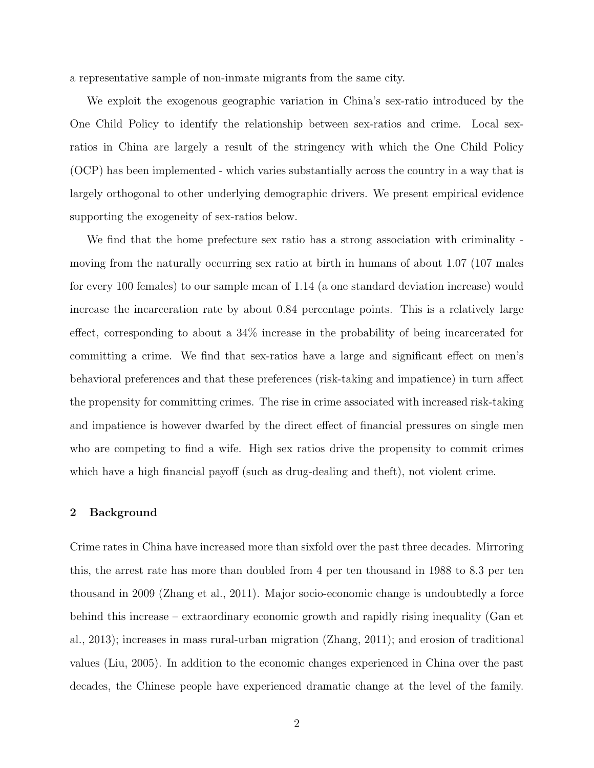a representative sample of non-inmate migrants from the same city.

We exploit the exogenous geographic variation in China's sex-ratio introduced by the One Child Policy to identify the relationship between sex-ratios and crime. Local sex-ratios in China are largely a result of the stringency with which the One Child Policy (OCP) has been implemented - which varies substantially across the country in a way that is largely orthogonal to other underlying demographic drivers. We present empirical evidence supporting the exogeneity of sex-ratios below.

We find that the home prefecture sex ratio has a strong association with criminality - moving from the naturally occurring sex ratio at birth in humans of about 1.07 (107 males for every 100 females) to our sample mean of 1.14 (a one standard deviation increase) would increase the incarceration rate by about 0.84 percentage points. This is a relatively large effect, corresponding to about a 34% increase in the probability of being incarcerated for committing a crime. We find that sex-ratios have a large and significant effect on men's behavioral preferences and that these preferences (risk-taking and impatience) in turn affect the propensity for committing crimes. The rise in crime associated with increased risk-taking and impatience is however dwarfed by the direct effect of financial pressures on single men who are competing to find a wife. High sex ratios drive the propensity to commit crimes which have a high financial payoff (such as drug-dealing and theft), not violent crime.

## 2 Background

Crime rates in China have increased more than sixfold over the past three decades. Mirroring this, the arrest rate has more than doubled from 4 per ten thousand in 1988 to 8.3 per ten thousand in 2009 (Zhang et al., 2011). Major socio-economic change is undoubtedly a force behind this increase – extraordinary economic growth and rapidly rising inequality (Gan et al., 2013); increases in mass rural-urban migration (Zhang, 2011); and erosion of traditional values (Liu, 2005). In addition to the economic changes experienced in China over the past decades, the Chinese people have experienced dramatic change at the level of the family.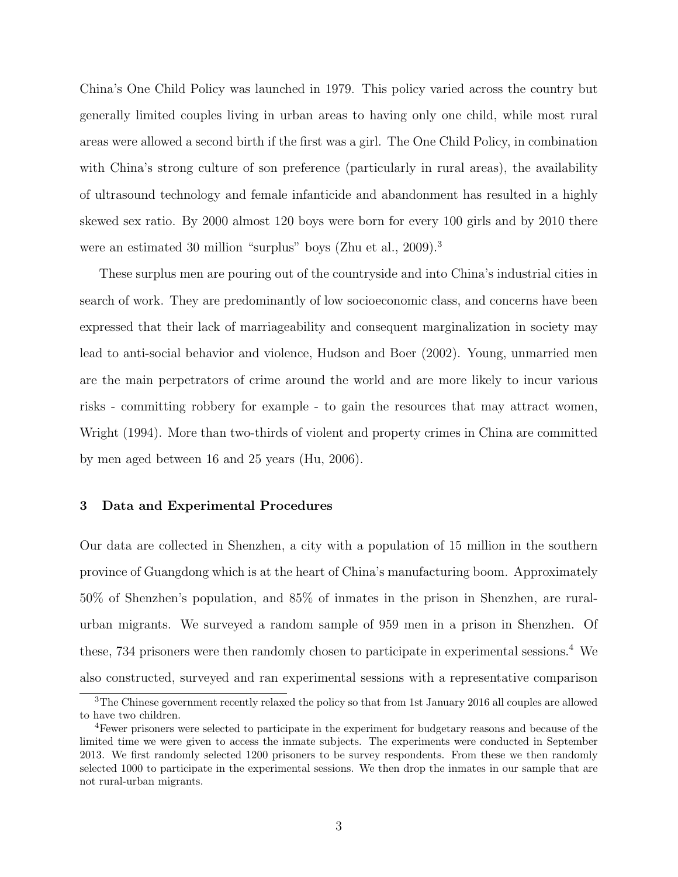China's One Child Policy was launched in 1979. This policy varied across the country but generally limited couples living in urban areas to having only one child, while most rural areas were allowed a second birth if the first was a girl. The One Child Policy, in combination with China's strong culture of son preference (particularly in rural areas), the availability of ultrasound technology and female infanticide and abandonment has resulted in a highly skewed sex ratio. By 2000 almost 120 boys were born for every 100 girls and by 2010 there were an estimated 30 million "surplus" boys (Zhu et al., 2009).[3]

These surplus men are pouring out of the countryside and into China's industrial cities in search of work. They are predominantly of low socioeconomic class, and concerns have been expressed that their lack of marriageability and consequent marginalization in society may lead to anti-social behavior and violence, Hudson and Boer (2002). Young, unmarried men are the main perpetrators of crime around the world and are more likely to incur various risks - committing robbery for example - to gain the resources that may attract women, Wright (1994). More than two-thirds of violent and property crimes in China are committed by men aged between 16 and 25 years (Hu, 2006).

## 3 Data and Experimental Procedures

Our data are collected in Shenzhen, a city with a population of 15 million in the southern province of Guangdong which is at the heart of China's manufacturing boom. Approximately 50% of Shenzhen's population, and 85% of inmates in the prison in Shenzhen, are rural-urban migrants. We surveyed a random sample of 959 men in a prison in Shenzhen. Of these, 734 prisoners were then randomly chosen to participate in experimental sessions.[4] We also constructed, surveyed and ran experimental sessions with a representative comparison

[3] The Chinese government recently relaxed the policy so that from 1st January 2016 all couples are allowed to have two children.

[4] Fewer prisoners were selected to participate in the experiment for budgetary reasons and because of the limited time we were given to access the inmate subjects. The experiments were conducted in September 2013. We first randomly selected 1200 prisoners to be survey respondents. From these we then randomly selected 1000 to participate in the experimental sessions. We then drop the inmates in our sample that are not rural-urban migrants.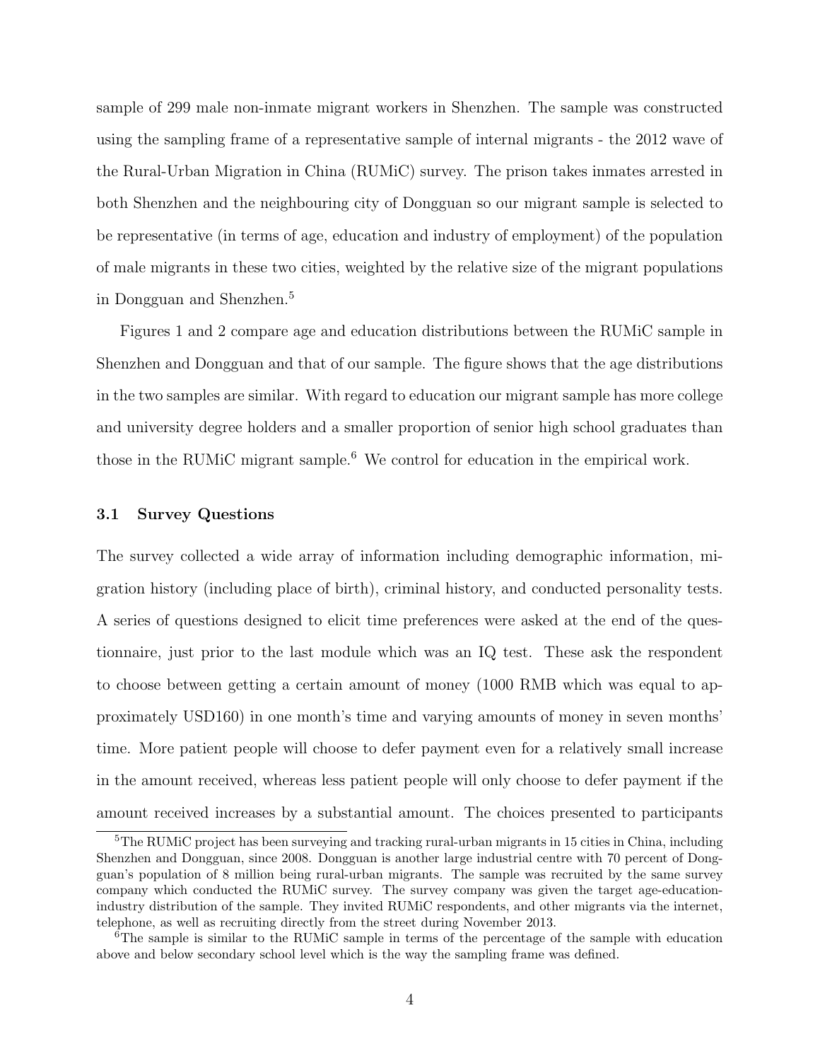sample of 299 male non-inmate migrant workers in Shenzhen. The sample was constructed using the sampling frame of a representative sample of internal migrants - the 2012 wave of the Rural-Urban Migration in China (RUMiC) survey. The prison takes inmates arrested in both Shenzhen and the neighbouring city of Dongguan so our migrant sample is selected to be representative (in terms of age, education and industry of employment) of the population of male migrants in these two cities, weighted by the relative size of the migrant populations in Dongguan and Shenzhen.[5]

Figures 1 and 2 compare age and education distributions between the RUMiC sample in Shenzhen and Dongguan and that of our sample. The figure shows that the age distributions in the two samples are similar. With regard to education our migrant sample has more college and university degree holders and a smaller proportion of senior high school graduates than those in the RUMiC migrant sample.[6] We control for education in the empirical work.

### 3.1 Survey Questions

The survey collected a wide array of information including demographic information, migration history (including place of birth), criminal history, and conducted personality tests. A series of questions designed to elicit time preferences were asked at the end of the questionnaire, just prior to the last module which was an IQ test. These ask the respondent to choose between getting a certain amount of money (1000 RMB which was equal to approximately USD160) in one month's time and varying amounts of money in seven months' time. More patient people will choose to defer payment even for a relatively small increase in the amount received, whereas less patient people will only choose to defer payment if the amount received increases by a substantial amount. The choices presented to participants

[5] The RUMiC project has been surveying and tracking rural-urban migrants in 15 cities in China, including Shenzhen and Dongguan, since 2008. Dongguan is another large industrial centre with 70 percent of Dongguan's population of 8 million being rural-urban migrants. The sample was recruited by the same survey company which conducted the RUMiC survey. The survey company was given the target age-education-industry distribution of the sample. They invited RUMiC respondents, and other migrants via the internet, telephone, as well as recruiting directly from the street during November 2013.

[6] The sample is similar to the RUMiC sample in terms of the percentage of the sample with education above and below secondary school level which is the way the sampling frame was defined.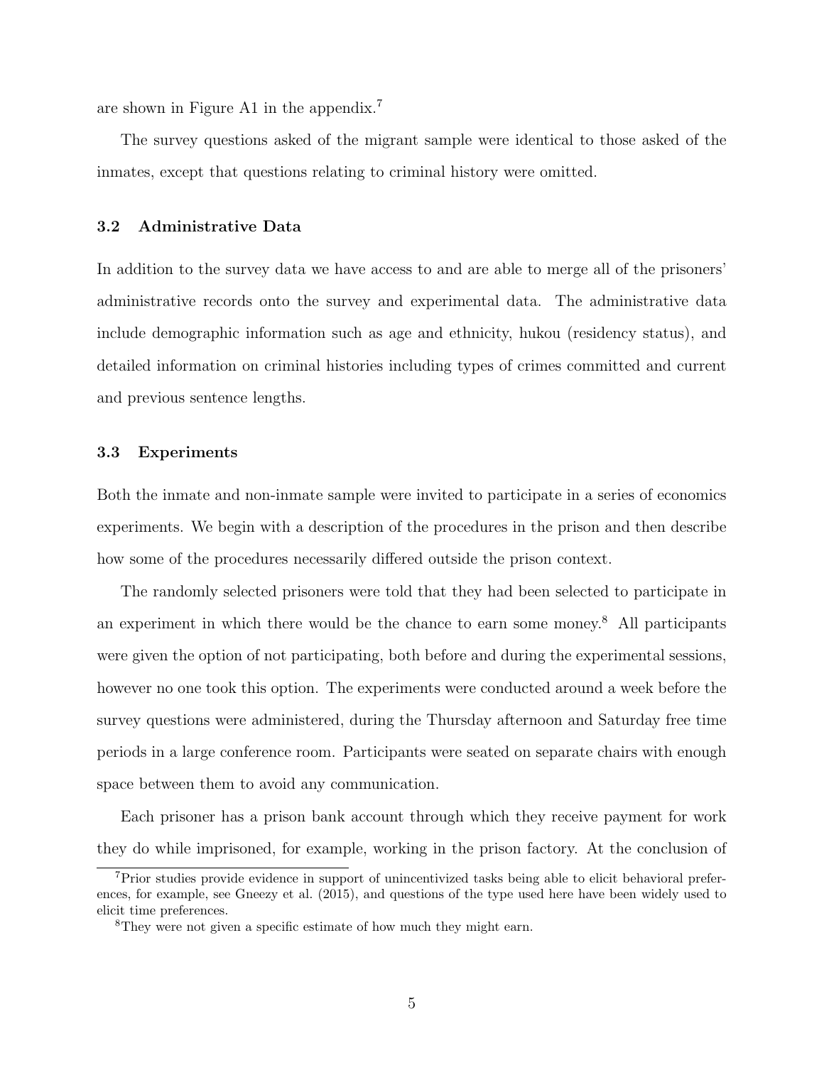are shown in Figure A1 in the appendix.[7]

The survey questions asked of the migrant sample were identical to those asked of the inmates, except that questions relating to criminal history were omitted.

### 3.2 Administrative Data

In addition to the survey data we have access to and are able to merge all of the prisoners' administrative records onto the survey and experimental data. The administrative data include demographic information such as age and ethnicity, hukou (residency status), and detailed information on criminal histories including types of crimes committed and current and previous sentence lengths.

### 3.3 Experiments

Both the inmate and non-inmate sample were invited to participate in a series of economics experiments. We begin with a description of the procedures in the prison and then describe how some of the procedures necessarily differed outside the prison context.

The randomly selected prisoners were told that they had been selected to participate in an experiment in which there would be the chance to earn some money.[8] All participants were given the option of not participating, both before and during the experimental sessions, however no one took this option. The experiments were conducted around a week before the survey questions were administered, during the Thursday afternoon and Saturday free time periods in a large conference room. Participants were seated on separate chairs with enough space between them to avoid any communication.

Each prisoner has a prison bank account through which they receive payment for work they do while imprisoned, for example, working in the prison factory. At the conclusion of

[7] Prior studies provide evidence in support of unincentivized tasks being able to elicit behavioral preferences, for example, see Gneezy et al. (2015), and questions of the type used here have been widely used to elicit time preferences.

[8] They were not given a specific estimate of how much they might earn.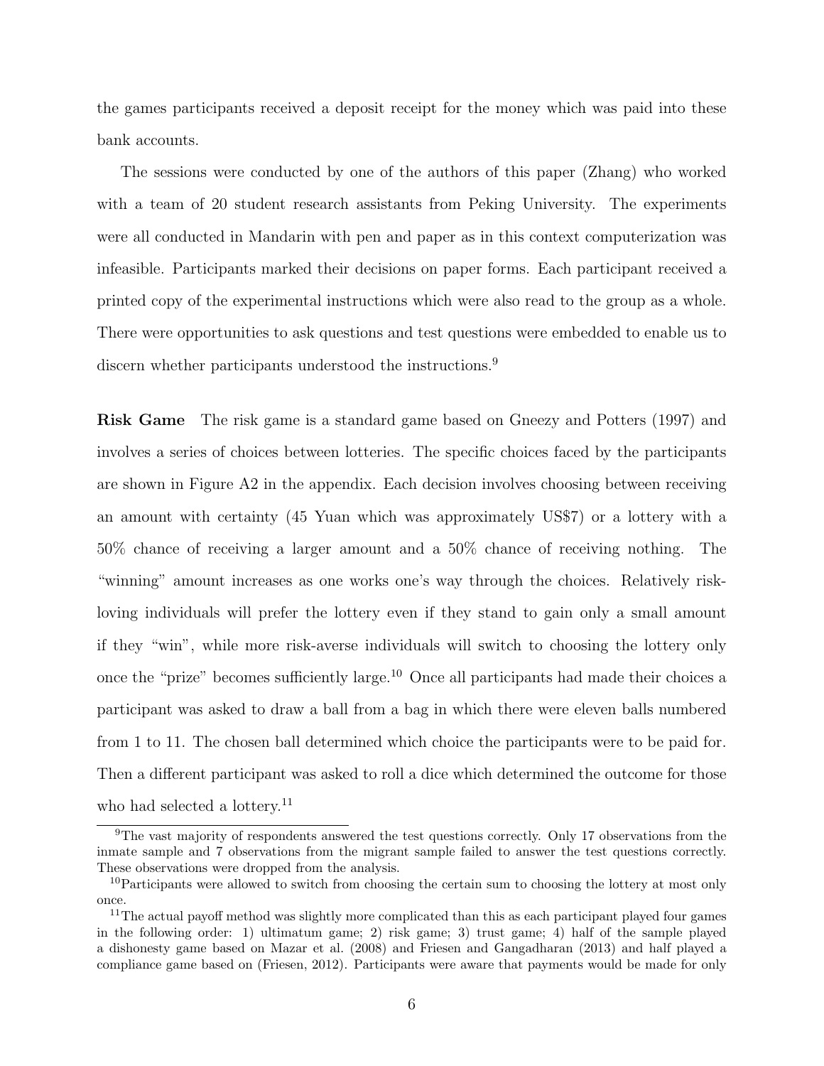the games participants received a deposit receipt for the money which was paid into these bank accounts.

The sessions were conducted by one of the authors of this paper (Zhang) who worked with a team of 20 student research assistants from Peking University. The experiments were all conducted in Mandarin with pen and paper as in this context computerization was infeasible. Participants marked their decisions on paper forms. Each participant received a printed copy of the experimental instructions which were also read to the group as a whole. There were opportunities to ask questions and test questions were embedded to enable us to discern whether participants understood the instructions.[9]

**Risk Game** The risk game is a standard game based on Gneezy and Potters (1997) and involves a series of choices between lotteries. The specific choices faced by the participants are shown in Figure A2 in the appendix. Each decision involves choosing between receiving an amount with certainty (45 Yuan which was approximately US$7) or a lottery with a 50% chance of receiving a larger amount and a 50% chance of receiving nothing. The "winning" amount increases as one works one's way through the choices. Relatively risk-loving individuals will prefer the lottery even if they stand to gain only a small amount if they "win", while more risk-averse individuals will switch to choosing the lottery only once the "prize" becomes sufficiently large.[10] Once all participants had made their choices a participant was asked to draw a ball from a bag in which there were eleven balls numbered from 1 to 11. The chosen ball determined which choice the participants were to be paid for. Then a different participant was asked to roll a dice which determined the outcome for those who had selected a lottery.[11]

[9] The vast majority of respondents answered the test questions correctly. Only 17 observations from the inmate sample and 7 observations from the migrant sample failed to answer the test questions correctly. These observations were dropped from the analysis.

[10] Participants were allowed to switch from choosing the certain sum to choosing the lottery at most only once.

[11] The actual payoff method was slightly more complicated than this as each participant played four games in the following order: 1) ultimatum game; 2) risk game; 3) trust game; 4) half of the sample played a dishonesty game based on Mazar et al. (2008) and Friesen and Gangadharan (2013) and half played a compliance game based on (Friesen, 2012). Participants were aware that payments would be made for only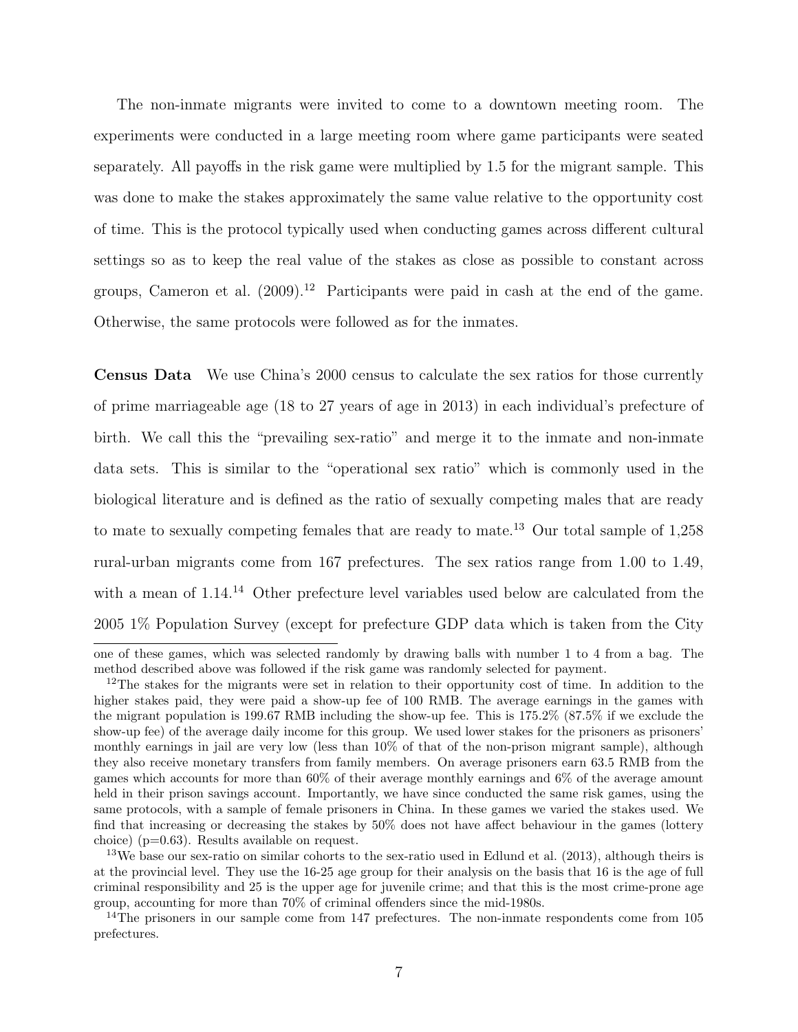The non-inmate migrants were invited to come to a downtown meeting room. The experiments were conducted in a large meeting room where game participants were seated separately. All payoffs in the risk game were multiplied by 1.5 for the migrant sample. This was done to make the stakes approximately the same value relative to the opportunity cost of time. This is the protocol typically used when conducting games across different cultural settings so as to keep the real value of the stakes as close as possible to constant across groups, Cameron et al. (2009).[12] Participants were paid in cash at the end of the game. Otherwise, the same protocols were followed as for the inmates.

**Census Data** We use China's 2000 census to calculate the sex ratios for those currently of prime marriageable age (18 to 27 years of age in 2013) in each individual's prefecture of birth. We call this the "prevailing sex-ratio" and merge it to the inmate and non-inmate data sets. This is similar to the "operational sex ratio" which is commonly used in the biological literature and is defined as the ratio of sexually competing males that are ready to mate to sexually competing females that are ready to mate.[13] Our total sample of 1,258 rural-urban migrants come from 167 prefectures. The sex ratios range from 1.00 to 1.49, with a mean of 1.14.[14] Other prefecture level variables used below are calculated from the 2005 1% Population Survey (except for prefecture GDP data which is taken from the City

---

one of these games, which was selected randomly by drawing balls with number 1 to 4 from a bag. The method described above was followed if the risk game was randomly selected for payment.

[12] The stakes for the migrants were set in relation to their opportunity cost of time. In addition to the higher stakes paid, they were paid a show-up fee of 100 RMB. The average earnings in the games with the migrant population is 199.67 RMB including the show-up fee. This is 175.2% (87.5% if we exclude the show-up fee) of the average daily income for this group. We used lower stakes for the prisoners as prisoners' monthly earnings in jail are very low (less than 10% of that of the non-prison migrant sample), although they also receive monetary transfers from family members. On average prisoners earn 63.5 RMB from the games which accounts for more than 60% of their average monthly earnings and 6% of the average amount held in their prison savings account. Importantly, we have since conducted the same risk games, using the same protocols, with a sample of female prisoners in China. In these games we varied the stakes used. We find that increasing or decreasing the stakes by 50% does not have affect behaviour in the games (lottery choice) (p=0.63). Results available on request.

[13] We base our sex-ratio on similar cohorts to the sex-ratio used in Edlund et al. (2013), although theirs is at the provincial level. They use the 16-25 age group for their analysis on the basis that 16 is the age of full criminal responsibility and 25 is the upper age for juvenile crime; and that this is the most crime-prone age group, accounting for more than 70% of criminal offenders since the mid-1980s.

[14] The prisoners in our sample come from 147 prefectures. The non-inmate respondents come from 105 prefectures.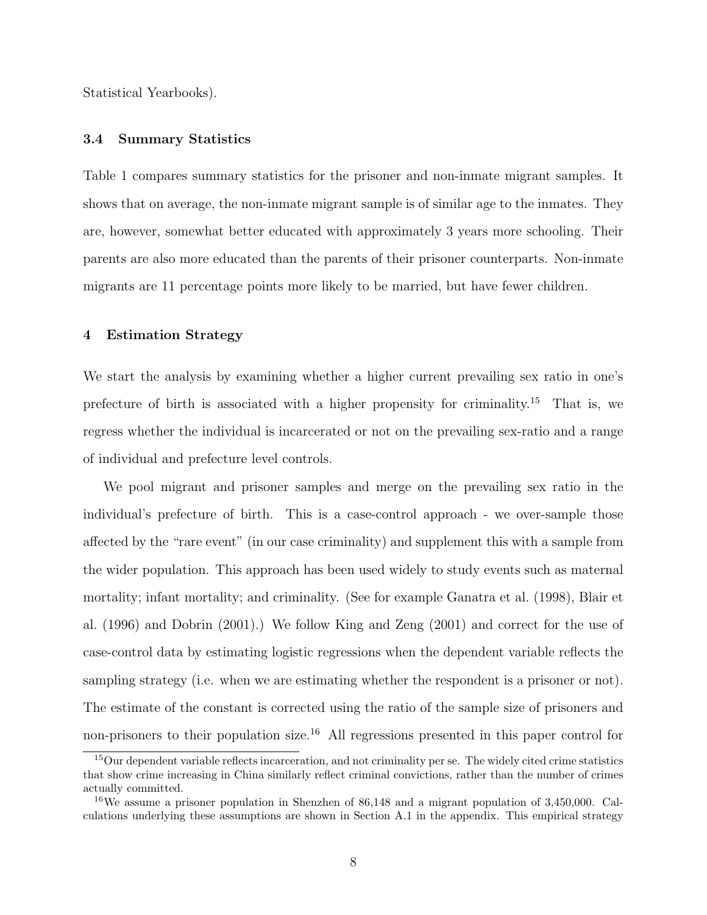Statistical Yearbooks).

### 3.4 Summary Statistics

Table 1 compares summary statistics for the prisoner and non-inmate migrant samples. It shows that on average, the non-inmate migrant sample is of similar age to the inmates. They are, however, somewhat better educated with approximately 3 years more schooling. Their parents are also more educated than the parents of their prisoner counterparts. Non-inmate migrants are 11 percentage points more likely to be married, but have fewer children.

## 4 Estimation Strategy

We start the analysis by examining whether a higher current prevailing sex ratio in one's prefecture of birth is associated with a higher propensity for criminality.[15] That is, we regress whether the individual is incarcerated or not on the prevailing sex-ratio and a range of individual and prefecture level controls.

We pool migrant and prisoner samples and merge on the prevailing sex ratio in the individual's prefecture of birth. This is a case-control approach - we over-sample those affected by the "rare event" (in our case criminality) and supplement this with a sample from the wider population. This approach has been used widely to study events such as maternal mortality; infant mortality; and criminality. (See for example Ganatra et al. (1998), Blair et al. (1996) and Dobrin (2001).) We follow King and Zeng (2001) and correct for the use of case-control data by estimating logistic regressions when the dependent variable reflects the sampling strategy (i.e. when we are estimating whether the respondent is a prisoner or not). The estimate of the constant is corrected using the ratio of the sample size of prisoners and non-prisoners to their population size.[16] All regressions presented in this paper control for

---

[15] Our dependent variable reflects incarceration, and not criminality per se. The widely cited crime statistics that show crime increasing in China similarly reflect criminal convictions, rather than the number of crimes actually committed.

[16] We assume a prisoner population in Shenzhen of 86,148 and a migrant population of 3,450,000. Calculations underlying these assumptions are shown in Section A.1 in the appendix. This empirical strategy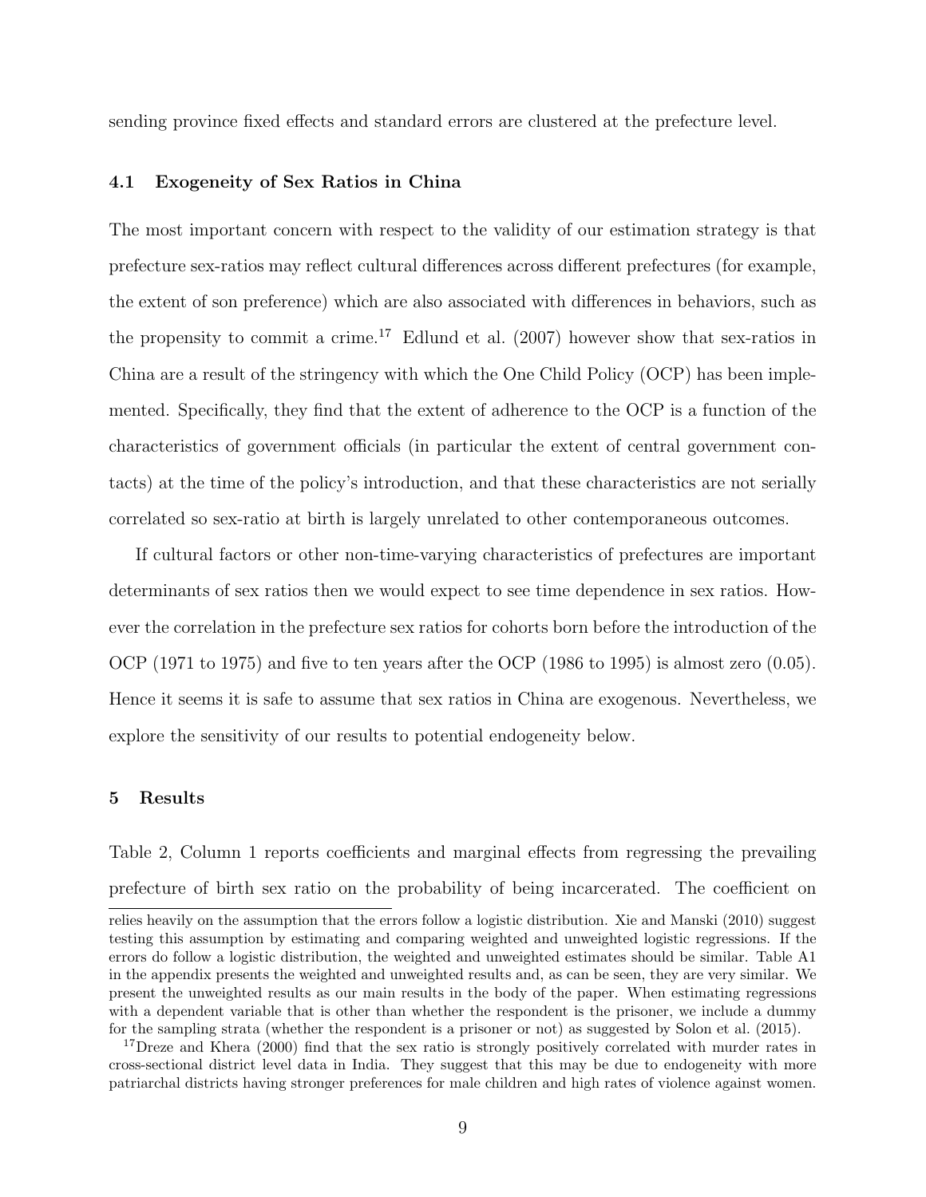sending province fixed effects and standard errors are clustered at the prefecture level.

### 4.1 Exogeneity of Sex Ratios in China

The most important concern with respect to the validity of our estimation strategy is that prefecture sex-ratios may reflect cultural differences across different prefectures (for example, the extent of son preference) which are also associated with differences in behaviors, such as the propensity to commit a crime.[17] Edlund et al. (2007) however show that sex-ratios in China are a result of the stringency with which the One Child Policy (OCP) has been implemented. Specifically, they find that the extent of adherence to the OCP is a function of the characteristics of government officials (in particular the extent of central government contacts) at the time of the policy's introduction, and that these characteristics are not serially correlated so sex-ratio at birth is largely unrelated to other contemporaneous outcomes.

If cultural factors or other non-time-varying characteristics of prefectures are important determinants of sex ratios then we would expect to see time dependence in sex ratios. However the correlation in the prefecture sex ratios for cohorts born before the introduction of the OCP (1971 to 1975) and five to ten years after the OCP (1986 to 1995) is almost zero (0.05). Hence it seems it is safe to assume that sex ratios in China are exogenous. Nevertheless, we explore the sensitivity of our results to potential endogeneity below.

## 5 Results

Table 2, Column 1 reports coefficients and marginal effects from regressing the prevailing prefecture of birth sex ratio on the probability of being incarcerated. The coefficient on

relies heavily on the assumption that the errors follow a logistic distribution. Xie and Manski (2010) suggest testing this assumption by estimating and comparing weighted and unweighted logistic regressions. If the errors do follow a logistic distribution, the weighted and unweighted estimates should be similar. Table A1 in the appendix presents the weighted and unweighted results and, as can be seen, they are very similar. We present the unweighted results as our main results in the body of the paper. When estimating regressions with a dependent variable that is other than whether the respondent is the prisoner, we include a dummy for the sampling strata (whether the respondent is a prisoner or not) as suggested by Solon et al. (2015).

[17] Dreze and Khera (2000) find that the sex ratio is strongly positively correlated with murder rates in cross-sectional district level data in India. They suggest that this may be due to endogeneity with more patriarchal districts having stronger preferences for male children and high rates of violence against women.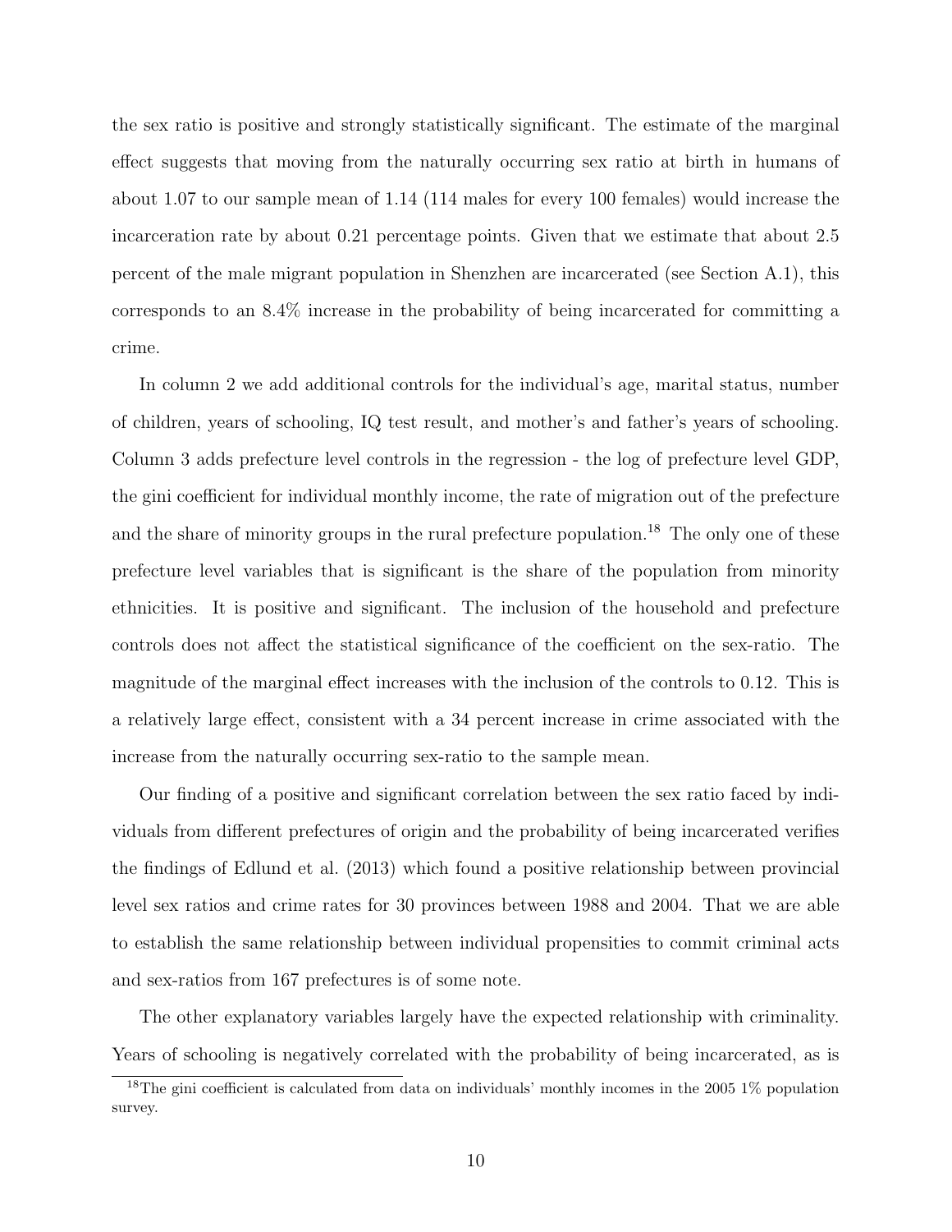the sex ratio is positive and strongly statistically significant. The estimate of the marginal effect suggests that moving from the naturally occurring sex ratio at birth in humans of about 1.07 to our sample mean of 1.14 (114 males for every 100 females) would increase the incarceration rate by about 0.21 percentage points. Given that we estimate that about 2.5 percent of the male migrant population in Shenzhen are incarcerated (see Section A.1), this corresponds to an 8.4% increase in the probability of being incarcerated for committing a crime.

In column 2 we add additional controls for the individual's age, marital status, number of children, years of schooling, IQ test result, and mother's and father's years of schooling. Column 3 adds prefecture level controls in the regression - the log of prefecture level GDP, the gini coefficient for individual monthly income, the rate of migration out of the prefecture and the share of minority groups in the rural prefecture population.[18] The only one of these prefecture level variables that is significant is the share of the population from minority ethnicities. It is positive and significant. The inclusion of the household and prefecture controls does not affect the statistical significance of the coefficient on the sex-ratio. The magnitude of the marginal effect increases with the inclusion of the controls to 0.12. This is a relatively large effect, consistent with a 34 percent increase in crime associated with the increase from the naturally occurring sex-ratio to the sample mean.

Our finding of a positive and significant correlation between the sex ratio faced by individuals from different prefectures of origin and the probability of being incarcerated verifies the findings of Edlund et al. (2013) which found a positive relationship between provincial level sex ratios and crime rates for 30 provinces between 1988 and 2004. That we are able to establish the same relationship between individual propensities to commit criminal acts and sex-ratios from 167 prefectures is of some note.

The other explanatory variables largely have the expected relationship with criminality. Years of schooling is negatively correlated with the probability of being incarcerated, as is

[18]The gini coefficient is calculated from data on individuals' monthly incomes in the 2005 1% population survey.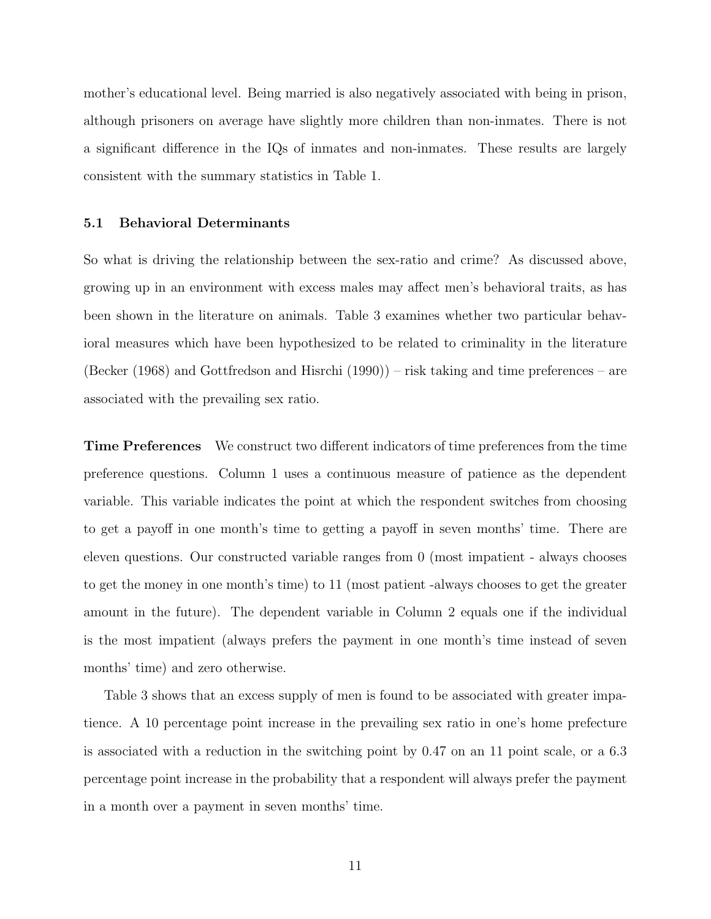mother's educational level. Being married is also negatively associated with being in prison, although prisoners on average have slightly more children than non-inmates. There is not a significant difference in the IQs of inmates and non-inmates. These results are largely consistent with the summary statistics in Table 1.

### 5.1 Behavioral Determinants

So what is driving the relationship between the sex-ratio and crime? As discussed above, growing up in an environment with excess males may affect men's behavioral traits, as has been shown in the literature on animals. Table 3 examines whether two particular behavioral measures which have been hypothesized to be related to criminality in the literature (Becker (1968) and Gottfredson and Hisrchi (1990)) – risk taking and time preferences – are associated with the prevailing sex ratio.

**Time Preferences** We construct two different indicators of time preferences from the time preference questions. Column 1 uses a continuous measure of patience as the dependent variable. This variable indicates the point at which the respondent switches from choosing to get a payoff in one month's time to getting a payoff in seven months' time. There are eleven questions. Our constructed variable ranges from 0 (most impatient - always chooses to get the money in one month's time) to 11 (most patient -always chooses to get the greater amount in the future). The dependent variable in Column 2 equals one if the individual is the most impatient (always prefers the payment in one month's time instead of seven months' time) and zero otherwise.

Table 3 shows that an excess supply of men is found to be associated with greater impatience. A 10 percentage point increase in the prevailing sex ratio in one's home prefecture is associated with a reduction in the switching point by 0.47 on an 11 point scale, or a 6.3 percentage point increase in the probability that a respondent will always prefer the payment in a month over a payment in seven months' time.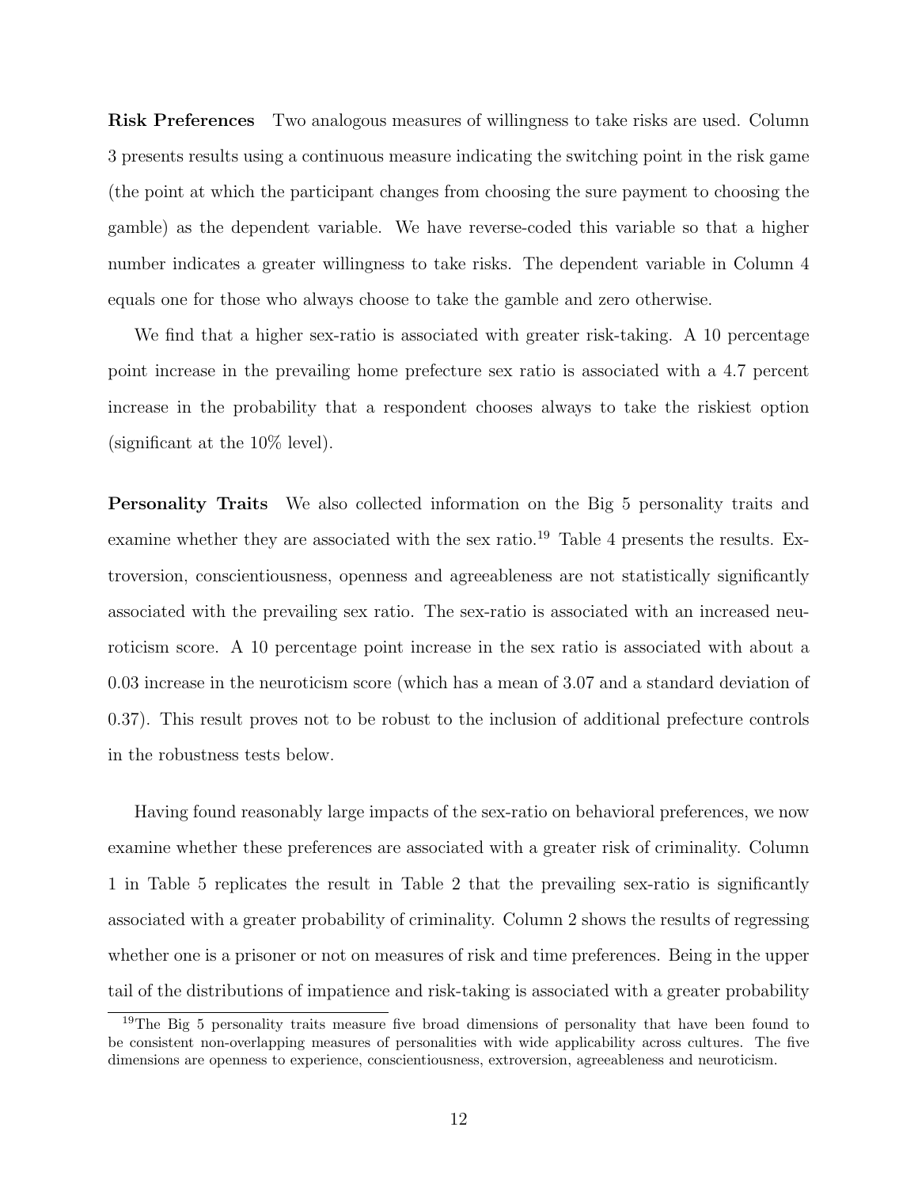**Risk Preferences** Two analogous measures of willingness to take risks are used. Column 3 presents results using a continuous measure indicating the switching point in the risk game (the point at which the participant changes from choosing the sure payment to choosing the gamble) as the dependent variable. We have reverse-coded this variable so that a higher number indicates a greater willingness to take risks. The dependent variable in Column 4 equals one for those who always choose to take the gamble and zero otherwise.

We find that a higher sex-ratio is associated with greater risk-taking. A 10 percentage point increase in the prevailing home prefecture sex ratio is associated with a 4.7 percent increase in the probability that a respondent chooses always to take the riskiest option (significant at the 10% level).

**Personality Traits** We also collected information on the Big 5 personality traits and examine whether they are associated with the sex ratio.[19] Table 4 presents the results. Extroversion, conscientiousness, openness and agreeableness are not statistically significantly associated with the prevailing sex ratio. The sex-ratio is associated with an increased neuroticism score. A 10 percentage point increase in the sex ratio is associated with about a 0.03 increase in the neuroticism score (which has a mean of 3.07 and a standard deviation of 0.37). This result proves not to be robust to the inclusion of additional prefecture controls in the robustness tests below.

Having found reasonably large impacts of the sex-ratio on behavioral preferences, we now examine whether these preferences are associated with a greater risk of criminality. Column 1 in Table 5 replicates the result in Table 2 that the prevailing sex-ratio is significantly associated with a greater probability of criminality. Column 2 shows the results of regressing whether one is a prisoner or not on measures of risk and time preferences. Being in the upper tail of the distributions of impatience and risk-taking is associated with a greater probability

[19]The Big 5 personality traits measure five broad dimensions of personality that have been found to be consistent non-overlapping measures of personalities with wide applicability across cultures. The five dimensions are openness to experience, conscientiousness, extroversion, agreeableness and neuroticism.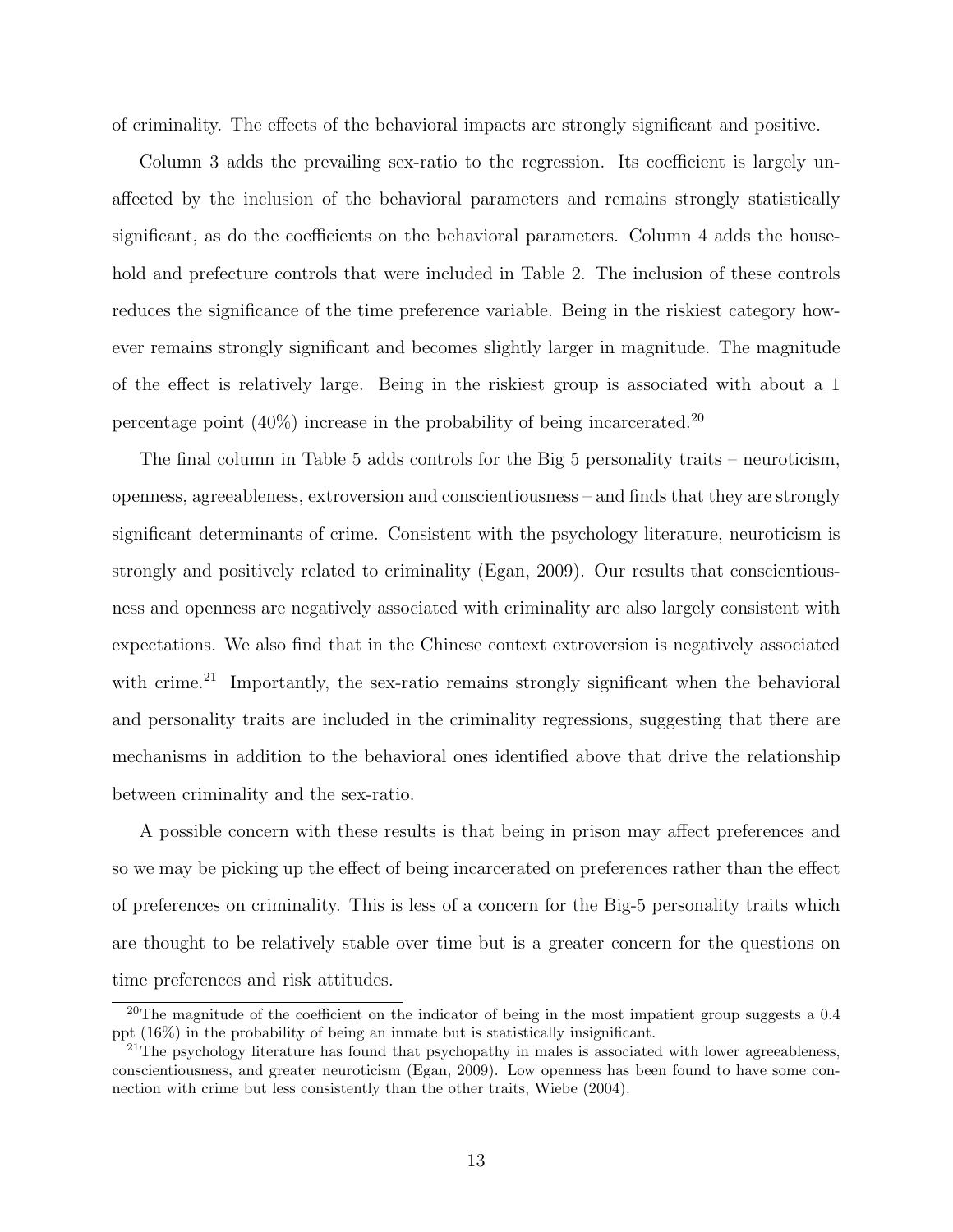of criminality. The effects of the behavioral impacts are strongly significant and positive.

Column 3 adds the prevailing sex-ratio to the regression. Its coefficient is largely unaffected by the inclusion of the behavioral parameters and remains strongly statistically significant, as do the coefficients on the behavioral parameters. Column 4 adds the household and prefecture controls that were included in Table 2. The inclusion of these controls reduces the significance of the time preference variable. Being in the riskiest category however remains strongly significant and becomes slightly larger in magnitude. The magnitude of the effect is relatively large. Being in the riskiest group is associated with about a 1 percentage point (40%) increase in the probability of being incarcerated.[20]

The final column in Table 5 adds controls for the Big 5 personality traits – neuroticism, openness, agreeableness, extroversion and conscientiousness – and finds that they are strongly significant determinants of crime. Consistent with the psychology literature, neuroticism is strongly and positively related to criminality (Egan, 2009). Our results that conscientiousness and openness are negatively associated with criminality are also largely consistent with expectations. We also find that in the Chinese context extroversion is negatively associated with crime.[21] Importantly, the sex-ratio remains strongly significant when the behavioral and personality traits are included in the criminality regressions, suggesting that there are mechanisms in addition to the behavioral ones identified above that drive the relationship between criminality and the sex-ratio.

A possible concern with these results is that being in prison may affect preferences and so we may be picking up the effect of being incarcerated on preferences rather than the effect of preferences on criminality. This is less of a concern for the Big-5 personality traits which are thought to be relatively stable over time but is a greater concern for the questions on time preferences and risk attitudes.

[20] The magnitude of the coefficient on the indicator of being in the most impatient group suggests a 0.4 ppt (16%) in the probability of being an inmate but is statistically insignificant.

[21] The psychology literature has found that psychopathy in males is associated with lower agreeableness, conscientiousness, and greater neuroticism (Egan, 2009). Low openness has been found to have some connection with crime but less consistently than the other traits, Wiebe (2004).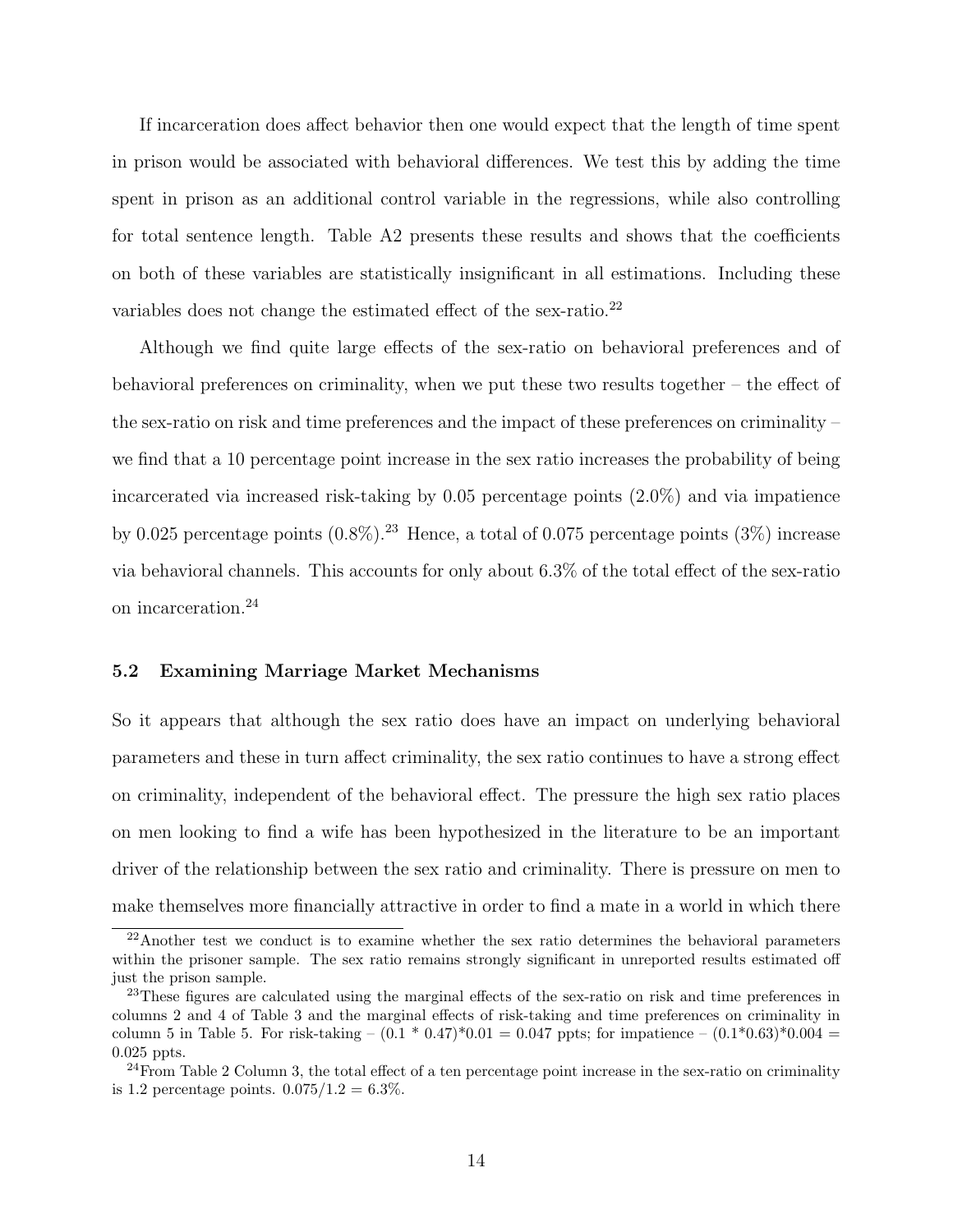If incarceration does affect behavior then one would expect that the length of time spent in prison would be associated with behavioral differences. We test this by adding the time spent in prison as an additional control variable in the regressions, while also controlling for total sentence length. Table A2 presents these results and shows that the coefficients on both of these variables are statistically insignificant in all estimations. Including these variables does not change the estimated effect of the sex-ratio.[22]

Although we find quite large effects of the sex-ratio on behavioral preferences and of behavioral preferences on criminality, when we put these two results together – the effect of the sex-ratio on risk and time preferences and the impact of these preferences on criminality – we find that a 10 percentage point increase in the sex ratio increases the probability of being incarcerated via increased risk-taking by 0.05 percentage points (2.0%) and via impatience by 0.025 percentage points (0.8%).[23] Hence, a total of 0.075 percentage points (3%) increase via behavioral channels. This accounts for only about 6.3% of the total effect of the sex-ratio on incarceration.[24]

### 5.2 Examining Marriage Market Mechanisms

So it appears that although the sex ratio does have an impact on underlying behavioral parameters and these in turn affect criminality, the sex ratio continues to have a strong effect on criminality, independent of the behavioral effect. The pressure the high sex ratio places on men looking to find a wife has been hypothesized in the literature to be an important driver of the relationship between the sex ratio and criminality. There is pressure on men to make themselves more financially attractive in order to find a mate in a world in which there

---

[22] Another test we conduct is to examine whether the sex ratio determines the behavioral parameters within the prisoner sample. The sex ratio remains strongly significant in unreported results estimated off just the prison sample.

[23] These figures are calculated using the marginal effects of the sex-ratio on risk and time preferences in columns 2 and 4 of Table 3 and the marginal effects of risk-taking and time preferences on criminality in column 5 in Table 5. For risk-taking – $(0.1 * 0.47) * 0.01 = 0.047$ ppts; for impatience – $(0.1 * 0.63) * 0.004 = 0.025$ ppts.

[24] From Table 2 Column 3, the total effect of a ten percentage point increase in the sex-ratio on criminality is 1.2 percentage points. $0.075/1.2 = 6.3\%$.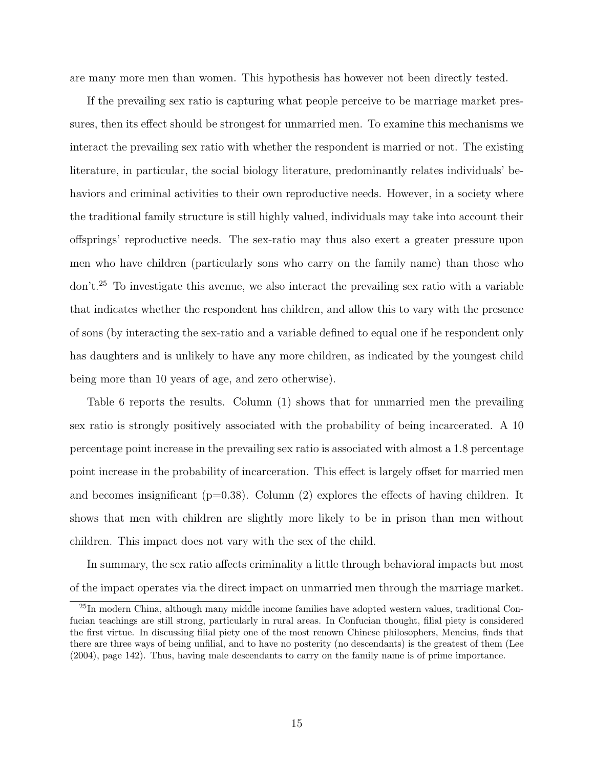are many more men than women. This hypothesis has however not been directly tested.

If the prevailing sex ratio is capturing what people perceive to be marriage market pressures, then its effect should be strongest for unmarried men. To examine this mechanisms we interact the prevailing sex ratio with whether the respondent is married or not. The existing literature, in particular, the social biology literature, predominantly relates individuals' behaviors and criminal activities to their own reproductive needs. However, in a society where the traditional family structure is still highly valued, individuals may take into account their offsprings' reproductive needs. The sex-ratio may thus also exert a greater pressure upon men who have children (particularly sons who carry on the family name) than those who don't.[25] To investigate this avenue, we also interact the prevailing sex ratio with a variable that indicates whether the respondent has children, and allow this to vary with the presence of sons (by interacting the sex-ratio and a variable defined to equal one if he respondent only has daughters and is unlikely to have any more children, as indicated by the youngest child being more than 10 years of age, and zero otherwise).

Table 6 reports the results. Column (1) shows that for unmarried men the prevailing sex ratio is strongly positively associated with the probability of being incarcerated. A 10 percentage point increase in the prevailing sex ratio is associated with almost a 1.8 percentage point increase in the probability of incarceration. This effect is largely offset for married men and becomes insignificant (p=0.38). Column (2) explores the effects of having children. It shows that men with children are slightly more likely to be in prison than men without children. This impact does not vary with the sex of the child.

In summary, the sex ratio affects criminality a little through behavioral impacts but most of the impact operates via the direct impact on unmarried men through the marriage market.

[25]In modern China, although many middle income families have adopted western values, traditional Confucian teachings are still strong, particularly in rural areas. In Confucian thought, filial piety is considered the first virtue. In discussing filial piety one of the most renown Chinese philosophers, Mencius, finds that there are three ways of being unfilial, and to have no posterity (no descendants) is the greatest of them (Lee (2004), page 142). Thus, having male descendants to carry on the family name is of prime importance.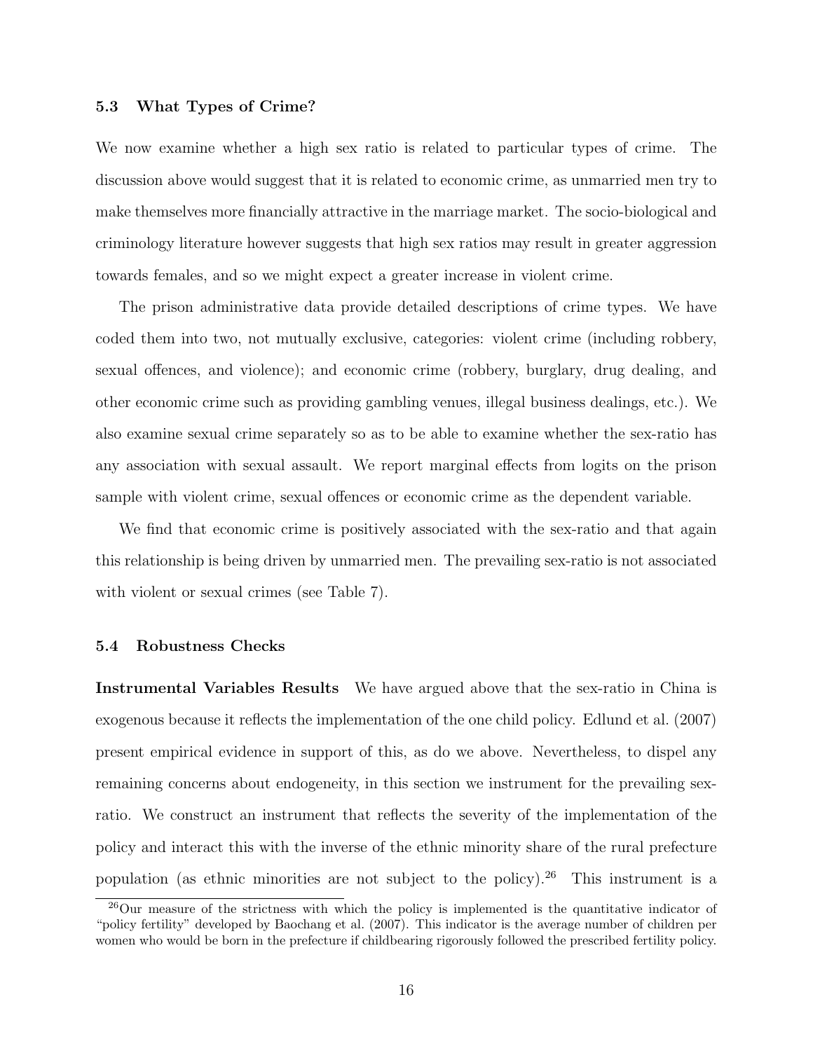### 5.3 What Types of Crime?

We now examine whether a high sex ratio is related to particular types of crime. The discussion above would suggest that it is related to economic crime, as unmarried men try to make themselves more financially attractive in the marriage market. The socio-biological and criminology literature however suggests that high sex ratios may result in greater aggression towards females, and so we might expect a greater increase in violent crime.

The prison administrative data provide detailed descriptions of crime types. We have coded them into two, not mutually exclusive, categories: violent crime (including robbery, sexual offences, and violence); and economic crime (robbery, burglary, drug dealing, and other economic crime such as providing gambling venues, illegal business dealings, etc.). We also examine sexual crime separately so as to be able to examine whether the sex-ratio has any association with sexual assault. We report marginal effects from logits on the prison sample with violent crime, sexual offences or economic crime as the dependent variable.

We find that economic crime is positively associated with the sex-ratio and that again this relationship is being driven by unmarried men. The prevailing sex-ratio is not associated with violent or sexual crimes (see Table 7).

### 5.4 Robustness Checks

**Instrumental Variables Results** We have argued above that the sex-ratio in China is exogenous because it reflects the implementation of the one child policy. Edlund et al. (2007) present empirical evidence in support of this, as do we above. Nevertheless, to dispel any remaining concerns about endogeneity, in this section we instrument for the prevailing sex-ratio. We construct an instrument that reflects the severity of the implementation of the policy and interact this with the inverse of the ethnic minority share of the rural prefecture population (as ethnic minorities are not subject to the policy).[26] This instrument is a

[26] Our measure of the strictness with which the policy is implemented is the quantitative indicator of "policy fertility" developed by Baochang et al. (2007). This indicator is the average number of children per women who would be born in the prefecture if childbearing rigorously followed the prescribed fertility policy.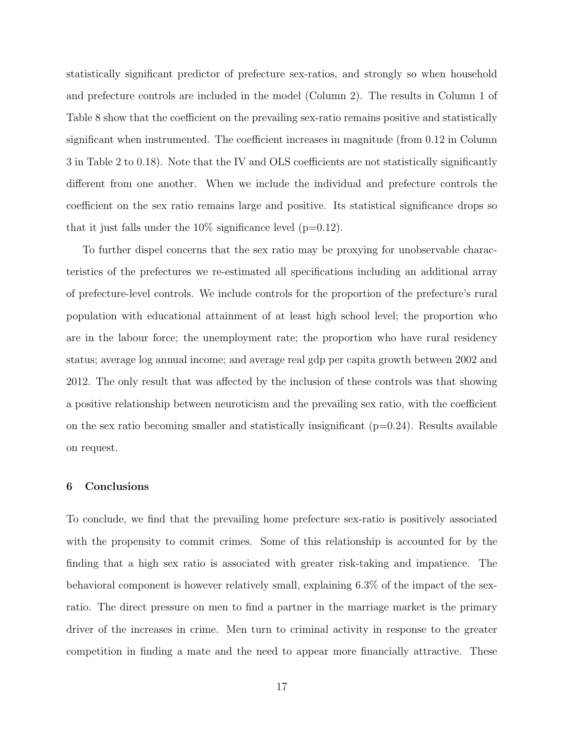statistically significant predictor of prefecture sex-ratios, and strongly so when household and prefecture controls are included in the model (Column 2). The results in Column 1 of Table 8 show that the coefficient on the prevailing sex-ratio remains positive and statistically significant when instrumented. The coefficient increases in magnitude (from 0.12 in Column 3 in Table 2 to 0.18). Note that the IV and OLS coefficients are not statistically significantly different from one another. When we include the individual and prefecture controls the coefficient on the sex ratio remains large and positive. Its statistical significance drops so that it just falls under the 10% significance level (p=0.12).

To further dispel concerns that the sex ratio may be proxying for unobservable characteristics of the prefectures we re-estimated all specifications including an additional array of prefecture-level controls. We include controls for the proportion of the prefecture's rural population with educational attainment of at least high school level; the proportion who are in the labour force; the unemployment rate; the proportion who have rural residency status; average log annual income; and average real gdp per capita growth between 2002 and 2012. The only result that was affected by the inclusion of these controls was that showing a positive relationship between neuroticism and the prevailing sex ratio, with the coefficient on the sex ratio becoming smaller and statistically insignificant (p=0.24). Results available on request.

## 6 Conclusions

To conclude, we find that the prevailing home prefecture sex-ratio is positively associated with the propensity to commit crimes. Some of this relationship is accounted for by the finding that a high sex ratio is associated with greater risk-taking and impatience. The behavioral component is however relatively small, explaining 6.3% of the impact of the sex-ratio. The direct pressure on men to find a partner in the marriage market is the primary driver of the increases in crime. Men turn to criminal activity in response to the greater competition in finding a mate and the need to appear more financially attractive. These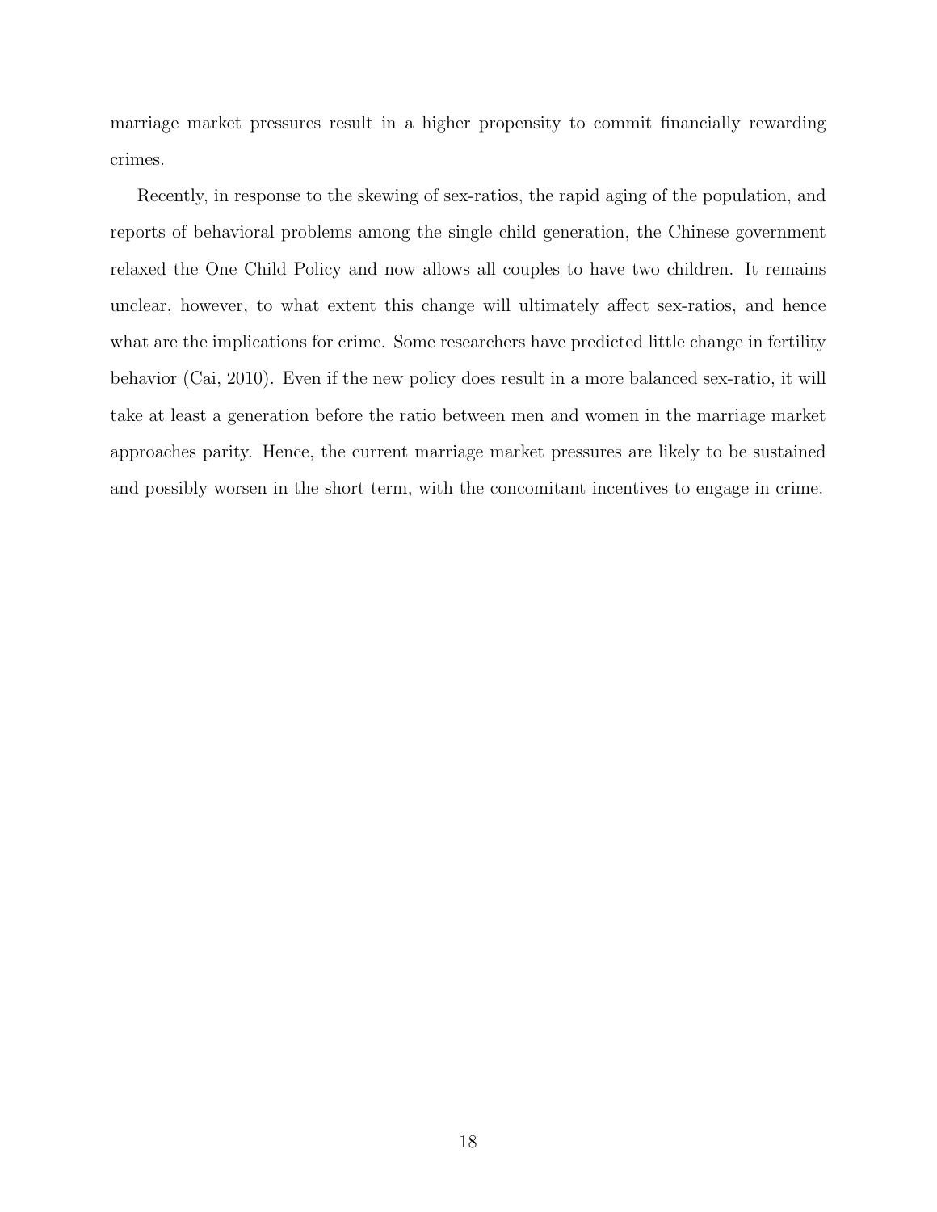marriage market pressures result in a higher propensity to commit financially rewarding crimes.

Recently, in response to the skewing of sex-ratios, the rapid aging of the population, and reports of behavioral problems among the single child generation, the Chinese government relaxed the One Child Policy and now allows all couples to have two children. It remains unclear, however, to what extent this change will ultimately affect sex-ratios, and hence what are the implications for crime. Some researchers have predicted little change in fertility behavior (Cai, 2010). Even if the new policy does result in a more balanced sex-ratio, it will take at least a generation before the ratio between men and women in the marriage market approaches parity. Hence, the current marriage market pressures are likely to be sustained and possibly worsen in the short term, with the concomitant incentives to engage in crime.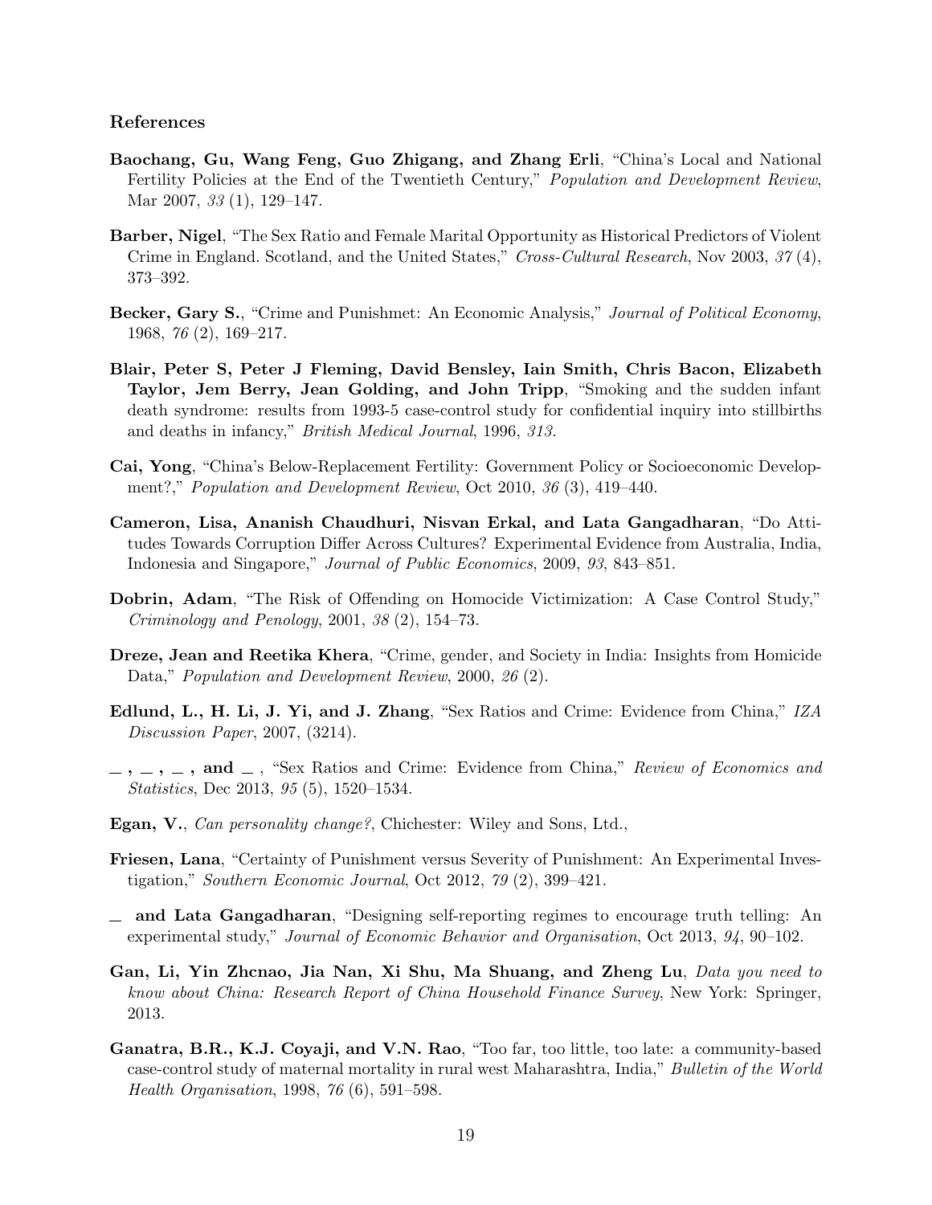### References

**Baochang, Gu, Wang Feng, Guo Zhigang, and Zhang Erli**, "China's Local and National Fertility Policies at the End of the Twentieth Century," *Population and Development Review*, Mar 2007, *33* (1), 129–147.

**Barber, Nigel**, "The Sex Ratio and Female Marital Opportunity as Historical Predictors of Violent Crime in England. Scotland, and the United States," *Cross-Cultural Research*, Nov 2003, *37* (4), 373–392.

**Becker, Gary S.**, "Crime and Punishmet: An Economic Analysis," *Journal of Political Economy*, 1968, *76* (2), 169–217.

**Blair, Peter S, Peter J Fleming, David Bensley, Iain Smith, Chris Bacon, Elizabeth Taylor, Jem Berry, Jean Golding, and John Tripp**, "Smoking and the sudden infant death syndrome: results from 1993-5 case-control study for confidential inquiry into stillbirths and deaths in infancy," *British Medical Journal*, 1996, *313*.

**Cai, Yong**, "China's Below-Replacement Fertility: Government Policy or Socioeconomic Development?," *Population and Development Review*, Oct 2010, *36* (3), 419–440.

**Cameron, Lisa, Ananish Chaudhuri, Nisvan Erkal, and Lata Gangadharan**, "Do Attitudes Towards Corruption Differ Across Cultures? Experimental Evidence from Australia, India, Indonesia and Singapore," *Journal of Public Economics*, 2009, *93*, 843–851.

**Dobrin, Adam**, "The Risk of Offending on Homocide Victimization: A Case Control Study," *Criminology and Penology*, 2001, *38* (2), 154–73.

**Dreze, Jean and Reetika Khera**, "Crime, gender, and Society in India: Insights from Homicide Data," *Population and Development Review*, 2000, *26* (2).

**Edlund, L., H. Li, J. Yi, and J. Zhang**, "Sex Ratios and Crime: Evidence from China," *IZA Discussion Paper*, 2007, (3214).

**\_, \_, \_, and \_** , "Sex Ratios and Crime: Evidence from China," *Review of Economics and Statistics*, Dec 2013, *95* (5), 1520–1534.

**Egan, V.**, *Can personality change?*, Chichester: Wiley and Sons, Ltd.,

**Friesen, Lana**, "Certainty of Punishment versus Severity of Punishment: An Experimental Investigation," *Southern Economic Journal*, Oct 2012, *79* (2), 399–421.

**\_ and Lata Gangadharan**, "Designing self-reporting regimes to encourage truth telling: An experimental study," *Journal of Economic Behavior and Organisation*, Oct 2013, *94*, 90–102.

**Gan, Li, Yin Zhcnao, Jia Nan, Xi Shu, Ma Shuang, and Zheng Lu**, *Data you need to know about China: Research Report of China Household Finance Survey*, New York: Springer, 2013.

**Ganatra, B.R., K.J. Coyaji, and V.N. Rao**, "Too far, too little, too late: a community-based case-control study of maternal mortality in rural west Maharashtra, India," *Bulletin of the World Health Organisation*, 1998, *76* (6), 591–598.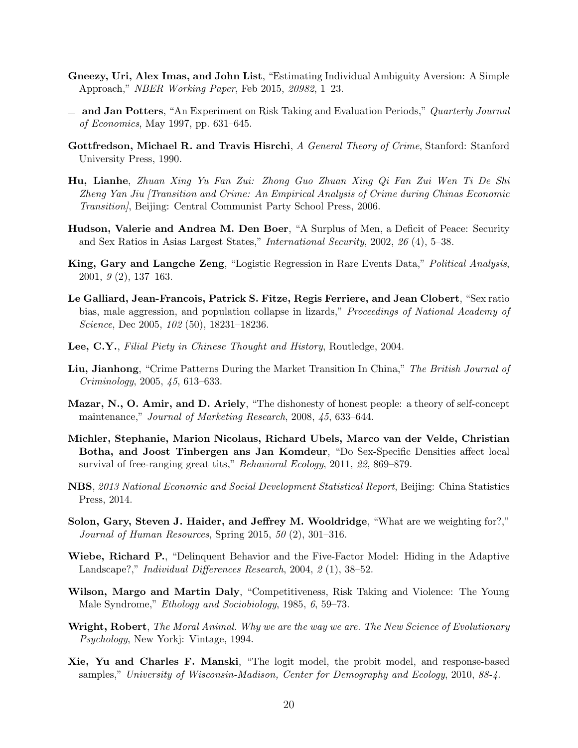**Gneezy, Uri, Alex Imas, and John List**, "Estimating Individual Ambiguity Aversion: A Simple Approach," *NBER Working Paper*, Feb 2015, *20982*, 1–23.

__ **and Jan Potters**, "An Experiment on Risk Taking and Evaluation Periods," *Quarterly Journal of Economics*, May 1997, pp. 631–645.

**Gottfredson, Michael R. and Travis Hisrchi**, *A General Theory of Crime*, Stanford: Stanford University Press, 1990.

**Hu, Lianhe**, *Zhuan Xing Yu Fan Zui: Zhong Guo Zhuan Xing Qi Fan Zui Wen Ti De Shi Zheng Yan Jiu [Transition and Crime: An Empirical Analysis of Crime during Chinas Economic Transition]*, Beijing: Central Communist Party School Press, 2006.

**Hudson, Valerie and Andrea M. Den Boer**, "A Surplus of Men, a Deficit of Peace: Security and Sex Ratios in Asias Largest States," *International Security*, 2002, *26* (4), 5–38.

**King, Gary and Langche Zeng**, "Logistic Regression in Rare Events Data," *Political Analysis*, 2001, *9* (2), 137–163.

**Le Galliard, Jean-Francois, Patrick S. Fitze, Regis Ferriere, and Jean Clobert**, "Sex ratio bias, male aggression, and population collapse in lizards," *Proceedings of National Academy of Science*, Dec 2005, *102* (50), 18231–18236.

**Lee, C.Y.**, *Filial Piety in Chinese Thought and History*, Routledge, 2004.

**Liu, Jianhong**, "Crime Patterns During the Market Transition In China," *The British Journal of Criminology*, 2005, *45*, 613–633.

**Mazar, N., O. Amir, and D. Ariely**, "The dishonesty of honest people: a theory of self-concept maintenance," *Journal of Marketing Research*, 2008, *45*, 633–644.

**Michler, Stephanie, Marion Nicolaus, Richard Ubels, Marco van der Velde, Christian Botha, and Joost Tinbergen ans Jan Komdeur**, "Do Sex-Specific Densities affect local survival of free-ranging great tits," *Behavioral Ecology*, 2011, *22*, 869–879.

**NBS**, *2013 National Economic and Social Development Statistical Report*, Beijing: China Statistics Press, 2014.

**Solon, Gary, Steven J. Haider, and Jeffrey M. Wooldridge**, "What are we weighting for?," *Journal of Human Resources*, Spring 2015, *50* (2), 301–316.

**Wiebe, Richard P.**, "Delinquent Behavior and the Five-Factor Model: Hiding in the Adaptive Landscape?," *Individual Differences Research*, 2004, *2* (1), 38–52.

**Wilson, Margo and Martin Daly**, "Competitiveness, Risk Taking and Violence: The Young Male Syndrome," *Ethology and Sociobiology*, 1985, *6*, 59–73.

**Wright, Robert**, *The Moral Animal. Why we are the way we are. The New Science of Evolutionary Psychology*, New Yorkj: Vintage, 1994.

**Xie, Yu and Charles F. Manski**, "The logit model, the probit model, and response-based samples," *University of Wisconsin-Madison, Center for Demography and Ecology*, 2010, *88-4*.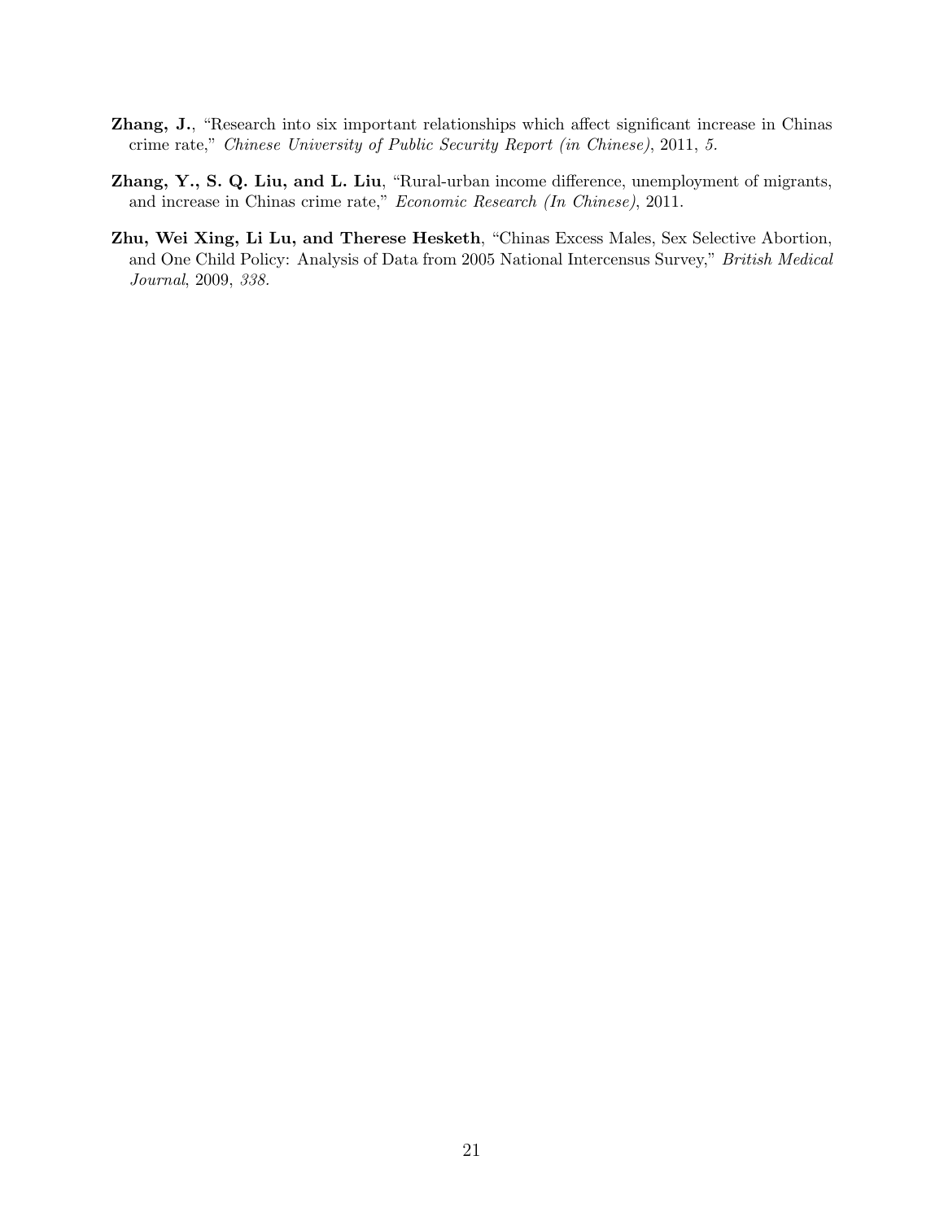**Zhang, J.**, "Research into six important relationships which affect significant increase in Chinas crime rate," *Chinese University of Public Security Report (in Chinese)*, 2011, *5.*

**Zhang, Y., S. Q. Liu, and L. Liu**, "Rural-urban income difference, unemployment of migrants, and increase in Chinas crime rate," *Economic Research (In Chinese)*, 2011.

**Zhu, Wei Xing, Li Lu, and Therese Hesketh**, "Chinas Excess Males, Sex Selective Abortion, and One Child Policy: Analysis of Data from 2005 National Intercensus Survey," *British Medical Journal*, 2009, *338.*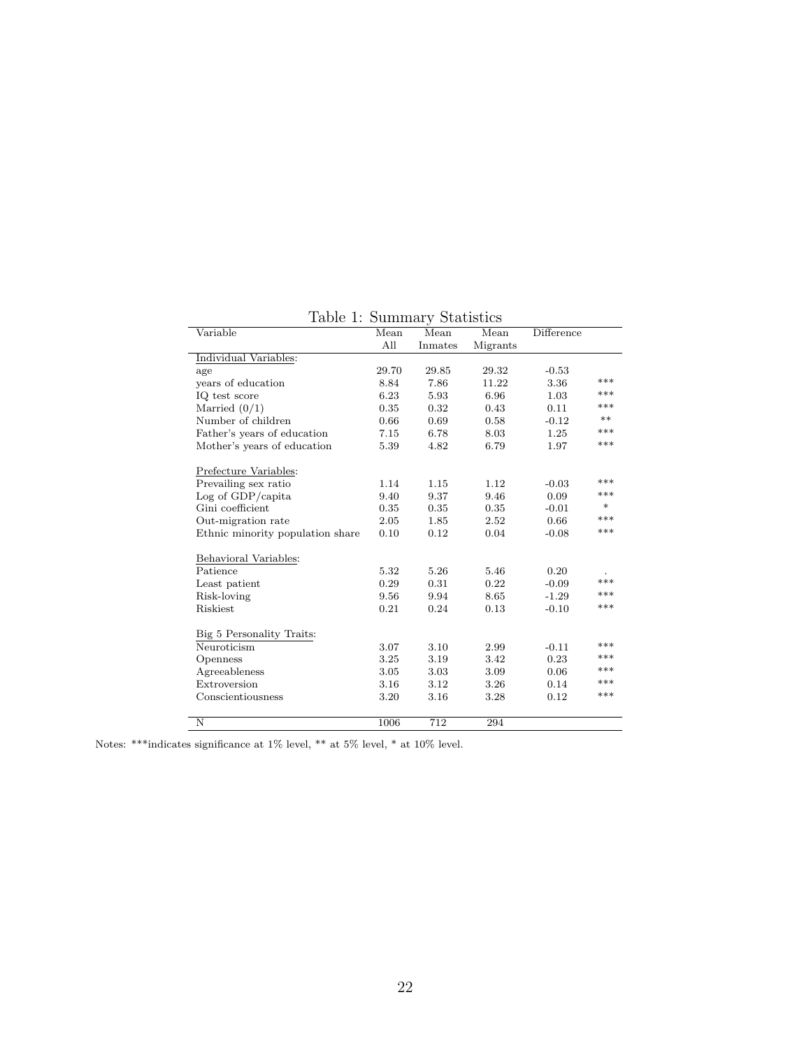Table 1: Summary Statistics

| Variable | Mean All | Mean Inmates | Mean Migrants | Difference | |
|---|---|---|---|---|---|
| Individual Variables: | | | | | |
| age | 29.70 | 29.85 | 29.32 | -0.53 | |
| years of education | 8.84 | 7.86 | 11.22 | 3.36 | *** |
| IQ test score | 6.23 | 5.93 | 6.96 | 1.03 | *** |
| Married (0/1) | 0.35 | 0.32 | 0.43 | 0.11 | *** |
| Number of children | 0.66 | 0.69 | 0.58 | -0.12 | ** |
| Father's years of education | 7.15 | 6.78 | 8.03 | 1.25 | *** |
| Mother's years of education | 5.39 | 4.82 | 6.79 | 1.97 | *** |
| Prefecture Variables: | | | | | |
| Prevailing sex ratio | 1.14 | 1.15 | 1.12 | -0.03 | *** |
| Log of GDP/capita | 9.40 | 9.37 | 9.46 | 0.09 | *** |
| Gini coefficient | 0.35 | 0.35 | 0.35 | -0.01 | * |
| Out-migration rate | 2.05 | 1.85 | 2.52 | 0.66 | *** |
| Ethnic minority population share | 0.10 | 0.12 | 0.04 | -0.08 | *** |
| Behavioral Variables: | | | | | |
| Patience | 5.32 | 5.26 | 5.46 | 0.20 | . |
| Least patient | 0.29 | 0.31 | 0.22 | -0.09 | *** |
| Risk-loving | 9.56 | 9.94 | 8.65 | -1.29 | *** |
| Riskiest | 0.21 | 0.24 | 0.13 | -0.10 | *** |
| Big 5 Personality Traits: | | | | | |
| Neuroticism | 3.07 | 3.10 | 2.99 | -0.11 | *** |
| Openness | 3.25 | 3.19 | 3.42 | 0.23 | *** |
| Agreeableness | 3.05 | 3.03 | 3.09 | 0.06 | *** |
| Extroversion | 3.16 | 3.12 | 3.26 | 0.14 | *** |
| Conscientiousness | 3.20 | 3.16 | 3.28 | 0.12 | *** |
| N | 1006 | 712 | 294 | | |

Notes: ***indicates significance at 1% level, ** at 5% level, * at 10% level.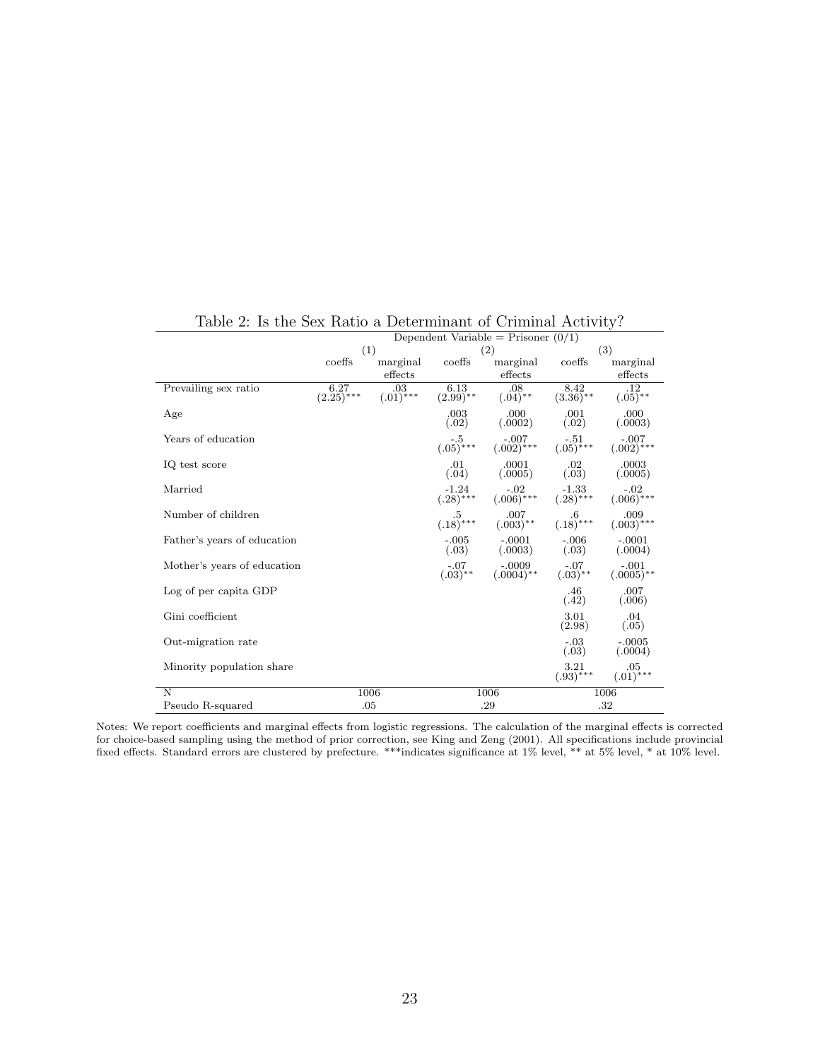Table 2: Is the Sex Ratio a Determinant of Criminal Activity?

| | Dependent Variable = Prisoner (0/1) | | | | | |
|---|---|---|---|---|---|---|
| | (1) | | (2) | | (3) | |
| | coeffs | marginal effects | coeffs | marginal effects | coeffs | marginal effects |
| Prevailing sex ratio | 6.27 (2.25)*** | .03 (.01)*** | 6.13 (2.99)** | .08 (.04)** | 8.42 (3.36)** | .12 (.05)** |
| Age | | | .003 (.02) | .000 (.0002) | .001 (.02) | .000 (.0003) |
| Years of education | | | -.5 (.05)*** | -.007 (.002)*** | -.51 (.05)*** | -.007 (.002)*** |
| IQ test score | | | .01 (.04) | .0001 (.0005) | .02 (.03) | .0003 (.0005) |
| Married | | | -1.24 (.28)*** | -.02 (.006)*** | -1.33 (.28)*** | -.02 (.006)*** |
| Number of children | | | .5 (.18)*** | .007 (.003)** | .6 (.18)*** | .009 (.003)*** |
| Father's years of education | | | -.005 (.03) | -.0001 (.0003) | -.006 (.03) | -.0001 (.0004) |
| Mother's years of education | | | -.07 (.03)** | -.0009 (.0004)** | -.07 (.03)** | -.001 (.0005)** |
| Log of per capita GDP | | | | | .46 (.42) | .007 (.006) |
| Gini coefficient | | | | | 3.01 (2.98) | .04 (.05) |
| Out-migration rate | | | | | -.03 (.03) | -.0005 (.0004) |
| Minority population share | | | | | 3.21 (.93)*** | .05 (.01)*** |
| N | 1006 | | 1006 | | 1006 | |
| Pseudo R-squared | .05 | | .29 | | .32 | |

Notes: We report coefficients and marginal effects from logistic regressions. The calculation of the marginal effects is corrected for choice-based sampling using the method of prior correction, see King and Zeng (2001). All specifications include provincial fixed effects. Standard errors are clustered by prefecture. ***indicates significance at 1% level, ** at 5% level, * at 10% level.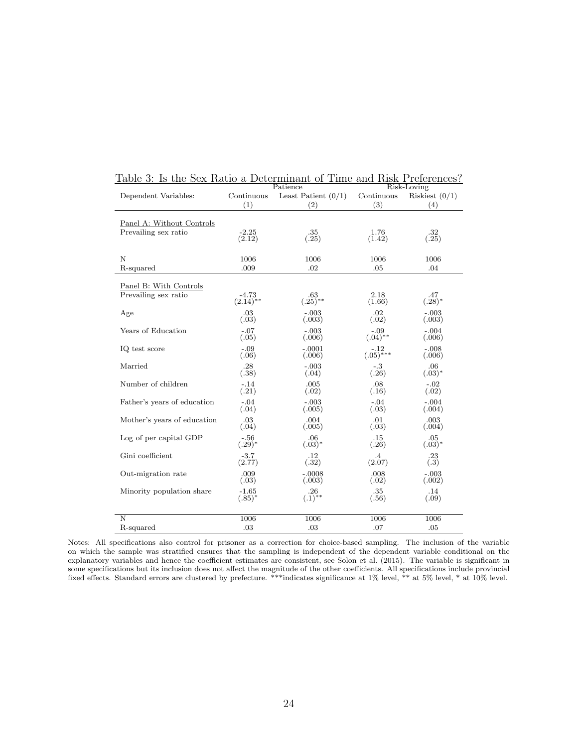Table 3: Is the Sex Ratio a Determinant of Time and Risk Preferences?

| | Patience | | Risk-Loving | |
|---|---|---|---|---|
| Dependent Variables: | Continuous | Least Patient (0/1) | Continuous | Riskiest (0/1) |
| | (1) | (2) | (3) | (4) |
| Panel A: Without Controls | | | | |
| Prevailing sex ratio | -2.25 | .35 | 1.76 | .32 |
| | (2.12) | (.25) | (1.42) | (.25) |
| N | 1006 | 1006 | 1006 | 1006 |
| R-squared | .009 | .02 | .05 | .04 |
| Panel B: With Controls | | | | |
| Prevailing sex ratio | -4.73 | .63 | 2.18 | .47 |
| | (2.14)** | (.25)** | (1.66) | (.28)* |
| Age | .03 | -.003 | .02 | -.003 |
| | (.03) | (.003) | (.02) | (.003) |
| Years of Education | -.07 | -.003 | -.09 | -.004 |
| | (.05) | (.006) | (.04)** | (.006) |
| IQ test score | -.09 | -.0001 | -.12 | -.008 |
| | (.06) | (.006) | (.05)*** | (.006) |
| Married | .28 | -.003 | -.3 | .06 |
| | (.38) | (.04) | (.26) | (.03)* |
| Number of children | -.14 | .005 | .08 | -.02 |
| | (.21) | (.02) | (.16) | (.02) |
| Father's years of education | -.04 | -.003 | -.04 | -.004 |
| | (.04) | (.005) | (.03) | (.004) |
| Mother's years of education | .03 | .004 | .01 | .003 |
| | (.04) | (.005) | (.03) | (.004) |
| Log of per capital GDP | -.56 | .06 | .15 | .05 |
| | (.29)* | (.03)* | (.26) | (.03)* |
| Gini coefficient | -3.7 | .12 | .4 | .23 |
| | (2.77) | (.32) | (2.07) | (.3) |
| Out-migration rate | .009 | -.0008 | .008 | -.003 |
| | (.03) | (.003) | (.02) | (.002) |
| Minority population share | -1.65 | .26 | .35 | .14 |
| | (.85)* | (.1)** | (.56) | (.09) |
| N | 1006 | 1006 | 1006 | 1006 |
| R-squared | .03 | .03 | .07 | .05 |

Notes: All specifications also control for prisoner as a correction for choice-based sampling. The inclusion of the variable on which the sample was stratified ensures that the sampling is independent of the dependent variable conditional on the explanatory variables and hence the coefficient estimates are consistent, see Solon et al. (2015). The variable is significant in some specifications but its inclusion does not affect the magnitude of the other coefficients. All specifications include provincial fixed effects. Standard errors are clustered by prefecture. ***indicates significance at 1% level, ** at 5% level, * at 10% level.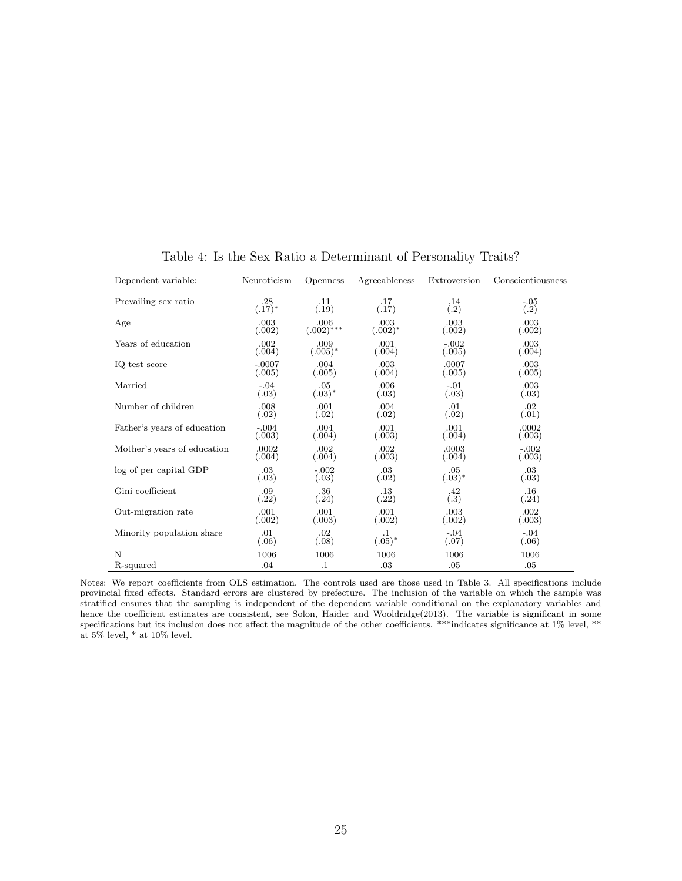Table 4: Is the Sex Ratio a Determinant of Personality Traits?

| Dependent variable: | Neuroticism | Openness | Agreeableness | Extroversion | Conscientiousness |
|---|---|---|---|---|---|
| Prevailing sex ratio | .28 (.17)* | .11 (.19) | .17 (.17) | .14 (.2) | -.05 (.2) |
| Age | .003 (.002) | .006 (.002)*** | .003 (.002)* | .003 (.002) | .003 (.002) |
| Years of education | .002 (.004) | .009 (.005)* | .001 (.004) | -.002 (.005) | .003 (.004) |
| IQ test score | -.0007 (.005) | .004 (.005) | .003 (.004) | .0007 (.005) | .003 (.005) |
| Married | -.04 (.03) | .05 (.03)* | .006 (.03) | -.01 (.03) | .003 (.03) |
| Number of children | .008 (.02) | .001 (.02) | .004 (.02) | .01 (.02) | .02 (.01) |
| Father's years of education | -.004 (.003) | .004 (.004) | .001 (.003) | .001 (.004) | .0002 (.003) |
| Mother's years of education | .0002 (.004) | .002 (.004) | .002 (.003) | .0003 (.004) | -.002 (.003) |
| log of per capital GDP | .03 (.03) | -.002 (.03) | .03 (.02) | .05 (.03)* | .03 (.03) |
| Gini coefficient | .09 (.22) | .36 (.24) | .13 (.22) | .42 (.3) | .16 (.24) |
| Out-migration rate | .001 (.002) | .001 (.003) | .001 (.002) | .003 (.002) | .002 (.003) |
| Minority population share | .01 (.06) | .02 (.08) | .1 (.05)* | -.04 (.07) | -.04 (.06) |
| N | 1006 | 1006 | 1006 | 1006 | 1006 |
| R-squared | .04 | .1 | .03 | .05 | .05 |

Notes: We report coefficients from OLS estimation. The controls used are those used in Table 3. All specifications include provincial fixed effects. Standard errors are clustered by prefecture. The inclusion of the variable on which the sample was stratified ensures that the sampling is independent of the dependent variable conditional on the explanatory variables and hence the coefficient estimates are consistent, see Solon, Haider and Wooldridge(2013). The variable is significant in some specifications but its inclusion does not affect the magnitude of the other coefficients. ***indicates significance at 1% level, ** at 5% level, * at 10% level.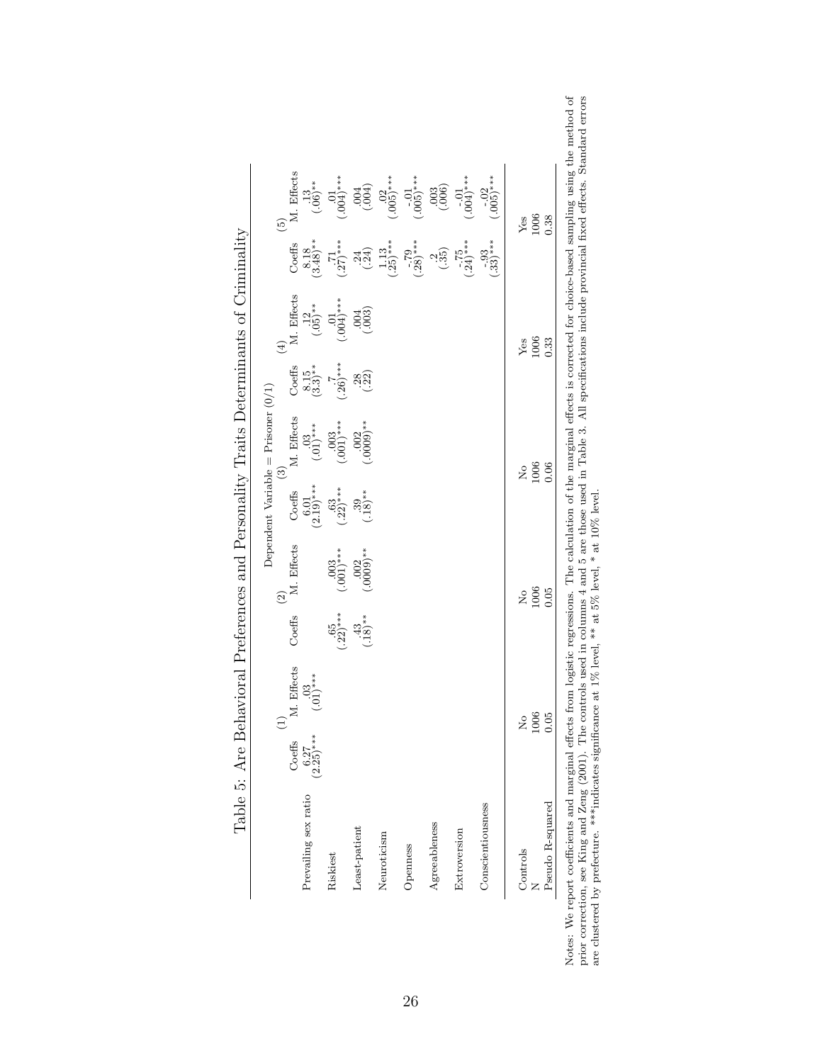Table 5: Are Behavioral Preferences and Personality Traits Determinants of Criminality

| | Dependent Variable = Prisoner (0/1) | | | | | | | | | |
|---|---|---|---|---|---|---|---|---|---|---|
| | (1) | | (2) | | (3) | | (4) | | (5) | |
| | Coeffs | M. Effects | Coeffs | M. Effects | Coeffs | M. Effects | Coeffs | M. Effects | Coeffs | M. Effects |
| Prevailing sex ratio | 6.27 (2.25)*** | .03 (.01)*** | | | 6.01 (2.19)*** | .03 (.01)*** | 8.15 (3.3)** | .12 (.05)** | 8.18 (3.48)** | .13 (.06)** |
| Riskiest | | | .65 (.22)*** | .003 (.001)*** | .63 (.22)*** | .003 (.001)*** | .7 (.26)*** | .01 (.004)*** | .71 (.27)*** | .01 (.004)*** |
| Least-patient | | | .43 (.18)** | .002 (.0009)** | .39 (.18)** | .002 (.0009)** | .28 (.22) | .004 (.003) | .24 (.24) | .004 (.004) |
| Neuroticism | | | | | | | | | 1.13 (.25)*** | .02 (.005)*** |
| Openness | | | | | | | | | -.79 (.28)*** | -.01 (.005)*** |
| Agreeableness | | | | | | | | | .2 (.35) | .003 (.006) |
| Extroversion | | | | | | | | | -.75 (.24)*** | -.01 (.004)*** |
| Conscientiousness | | | | | | | | | -.93 (.33)*** | -.02 (.005)*** |
| Controls | No | | No | | No | | Yes | | Yes | |
| N | 1006 | | 1006 | | 1006 | | 1006 | | 1006 | |
| Pseudo R-squared | 0.05 | | 0.05 | | 0.06 | | 0.33 | | 0.38 | |

Notes: We report coefficients and marginal effects from logistic regressions. The calculation of the marginal effects is corrected for choice-based sampling using the method of prior correction, see King and Zeng (2001). The controls used in columns 4 and 5 are those used in Table 3. All specifications include provincial fixed effects. Standard errors are clustered by prefecture. ***indicates significance at 1% level, ** at 5% level, * at 10% level.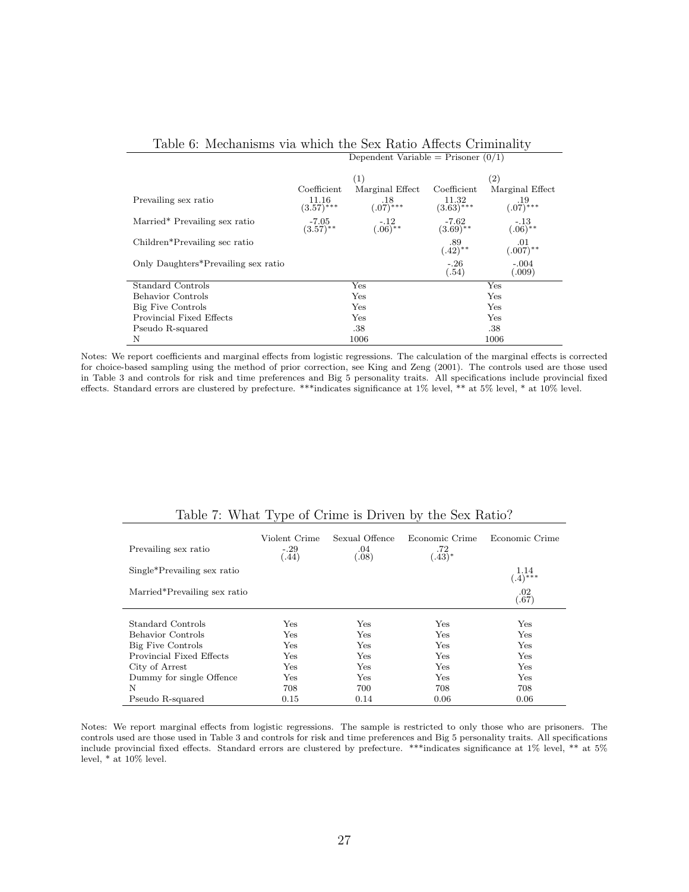Table 6: Mechanisms via which the Sex Ratio Affects Criminality

| | Dependent Variable = Prisoner (0/1) | | | |
|---|---|---|---|---|
| | (1) | | (2) | |
| | Coefficient | Marginal Effect | Coefficient | Marginal Effect |
| Prevailing sex ratio | 11.16<br>(3.57)*** | .18<br>(.07)*** | 11.32<br>(3.63)*** | .19<br>(.07)*** |
| Married* Prevailing sex ratio | -7.05<br>(3.57)** | -.12<br>(.06)** | -7.62<br>(3.69)** | -.13<br>(.06)** |
| Children*Prevailing sec ratio | | | .89<br>(.42)** | .01<br>(.007)** |
| Only Daughters*Prevailing sex ratio | | | -.26<br>(.54) | -.004<br>(.009) |
| Standard Controls | Yes | | Yes | |
| Behavior Controls | Yes | | Yes | |
| Big Five Controls | Yes | | Yes | |
| Provincial Fixed Effects | Yes | | Yes | |
| Pseudo R-squared | .38 | | .38 | |
| N | 1006 | | 1006 | |

Notes: We report coefficients and marginal effects from logistic regressions. The calculation of the marginal effects is corrected for choice-based sampling using the method of prior correction, see King and Zeng (2001). The controls used are those used in Table 3 and controls for risk and time preferences and Big 5 personality traits. All specifications include provincial fixed effects. Standard errors are clustered by prefecture. ***indicates significance at 1% level, ** at 5% level, * at 10% level.

Table 7: What Type of Crime is Driven by the Sex Ratio?

| | Violent Crime | Sexual Offence | Economic Crime | Economic Crime |
|---|---|---|---|---|
| Prevailing sex ratio | -.29<br>(.44) | .04<br>(.08) | .72<br>(.43)* | |
| Single*Prevailing sex ratio | | | | 1.14<br>(.4)*** |
| Married*Prevailing sex ratio | | | | .02<br>(.67) |
| Standard Controls | Yes | Yes | Yes | Yes |
| Behavior Controls | Yes | Yes | Yes | Yes |
| Big Five Controls | Yes | Yes | Yes | Yes |
| Provincial Fixed Effects | Yes | Yes | Yes | Yes |
| City of Arrest | Yes | Yes | Yes | Yes |
| Dummy for single Offence | Yes | Yes | Yes | Yes |
| N | 708 | 700 | 708 | 708 |
| Pseudo R-squared | 0.15 | 0.14 | 0.06 | 0.06 |

Notes: We report marginal effects from logistic regressions. The sample is restricted to only those who are prisoners. The controls used are those used in Table 3 and controls for risk and time preferences and Big 5 personality traits. All specifications include provincial fixed effects. Standard errors are clustered by prefecture. ***indicates significance at 1% level, ** at 5% level, * at 10% level.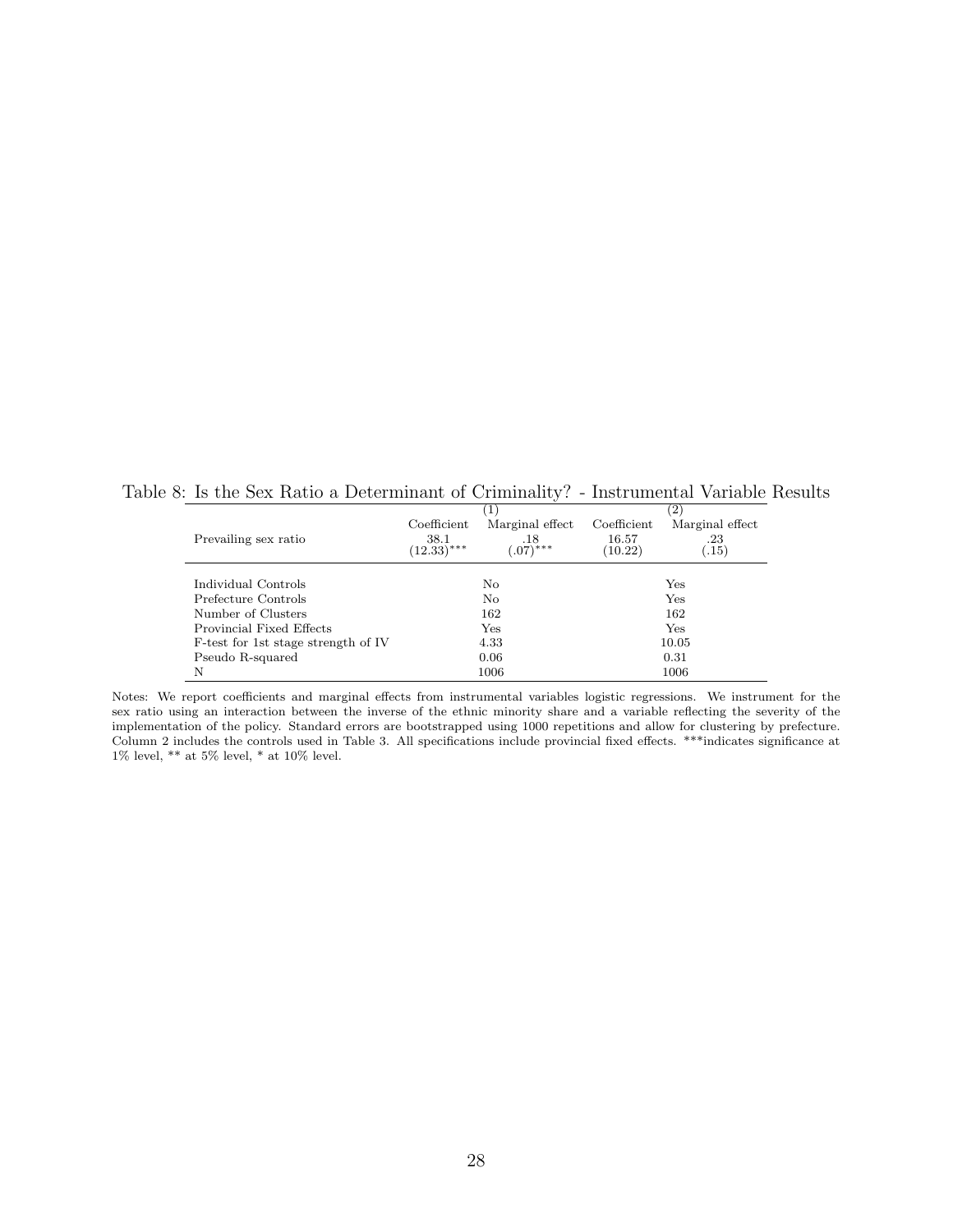Table 8: Is the Sex Ratio a Determinant of Criminality? - Instrumental Variable Results

| | (1) | | (2) | |
|---|---|---|---|---|
| | Coefficient | Marginal effect | Coefficient | Marginal effect |
| Prevailing sex ratio | 38.1 | .18 | 16.57 | .23 |
| | $(12.33)^{***}$ | $(.07)^{***}$ | (10.22) | (.15) |
| Individual Controls | No | | Yes | |
| Prefecture Controls | No | | Yes | |
| Number of Clusters | 162 | | 162 | |
| Provincial Fixed Effects | Yes | | Yes | |
| F-test for 1st stage strength of IV | 4.33 | | 10.05 | |
| Pseudo R-squared | 0.06 | | 0.31 | |
| N | 1006 | | 1006 | |

Notes: We report coefficients and marginal effects from instrumental variables logistic regressions. We instrument for the sex ratio using an interaction between the inverse of the ethnic minority share and a variable reflecting the severity of the implementation of the policy. Standard errors are bootstrapped using 1000 repetitions and allow for clustering by prefecture. Column 2 includes the controls used in Table 3. All specifications include provincial fixed effects. ***indicates significance at 1% level, ** at 5% level, * at 10% level.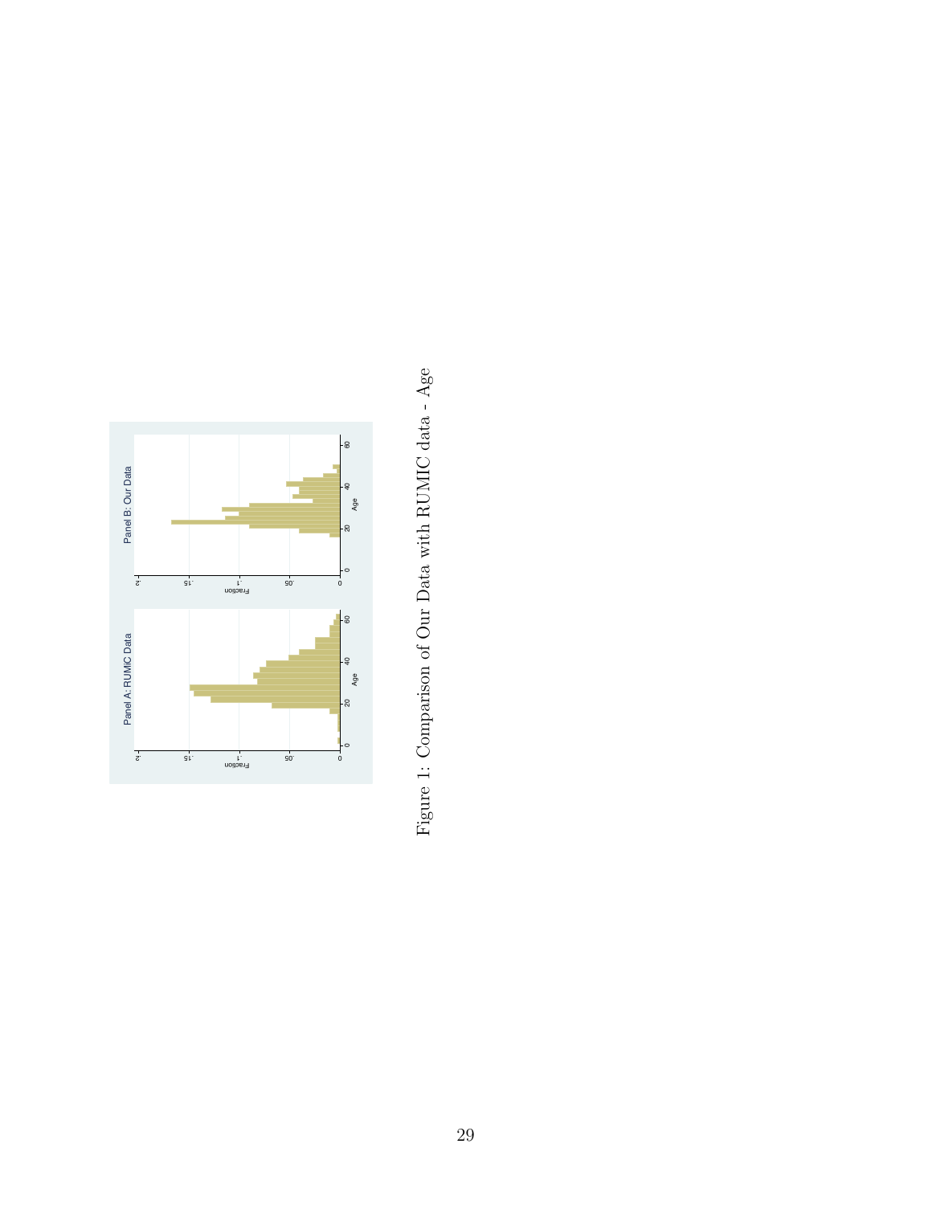Figure 1: Comparison of Our Data with RUMIC data - Age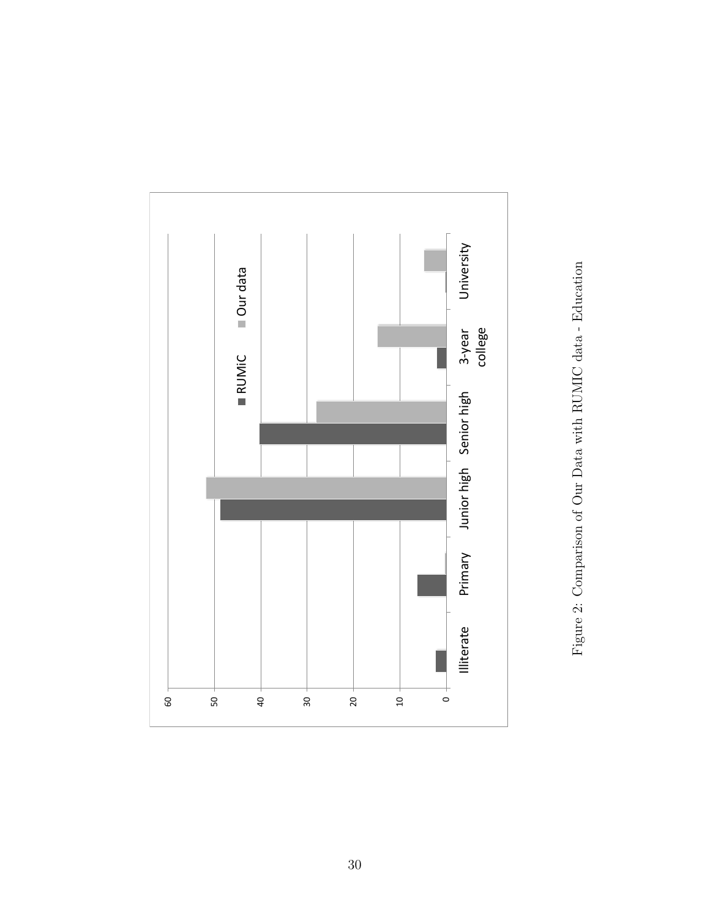Figure 2: Comparison of Our Data with RUMIC data - Education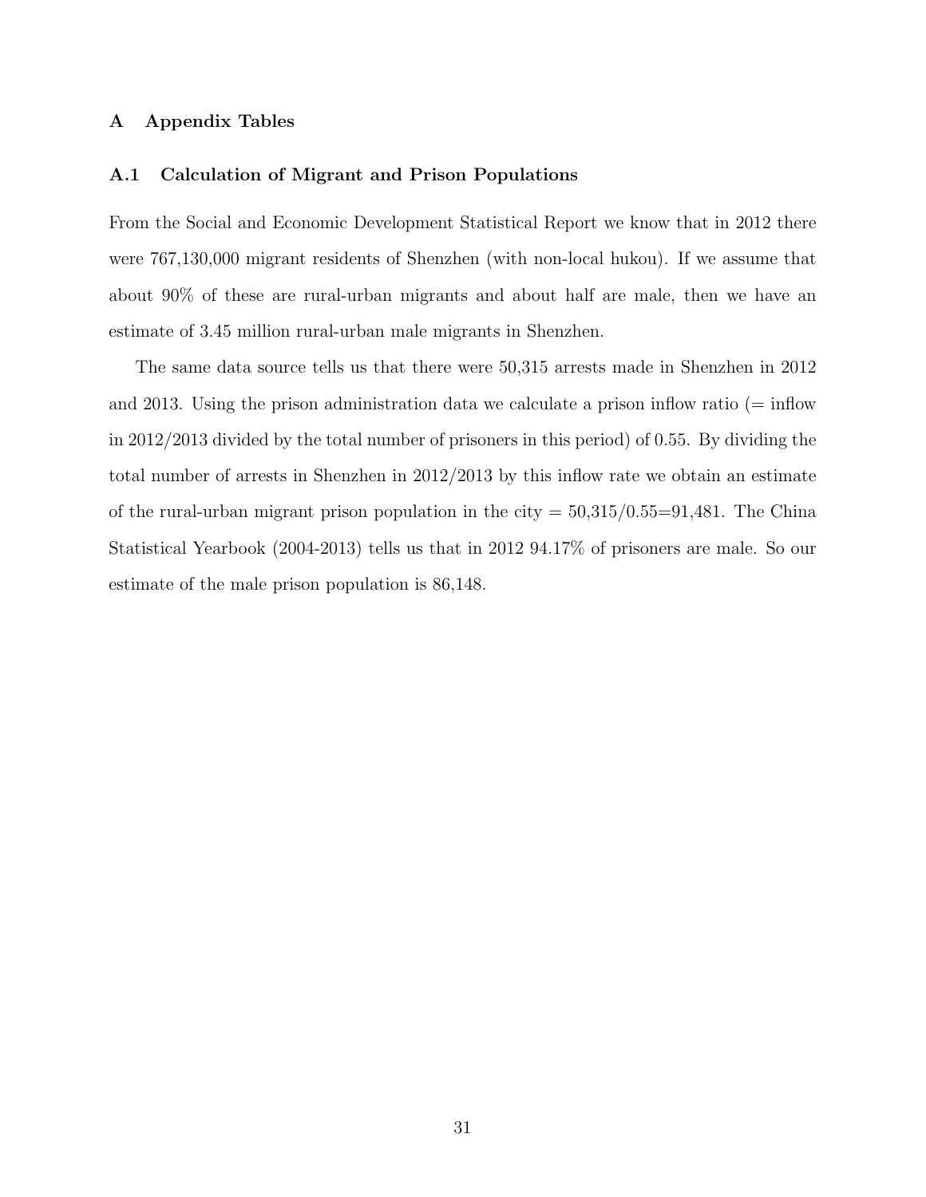# A Appendix Tables

## A.1 Calculation of Migrant and Prison Populations

From the Social and Economic Development Statistical Report we know that in 2012 there were 767,130,000 migrant residents of Shenzhen (with non-local hukou). If we assume that about 90% of these are rural-urban migrants and about half are male, then we have an estimate of 3.45 million rural-urban male migrants in Shenzhen.

The same data source tells us that there were 50,315 arrests made in Shenzhen in 2012 and 2013. Using the prison administration data we calculate a prison inflow ratio (= inflow in 2012/2013 divided by the total number of prisoners in this period) of 0.55. By dividing the total number of arrests in Shenzhen in 2012/2013 by this inflow rate we obtain an estimate of the rural-urban migrant prison population in the city = 50,315/0.55=91,481. The China Statistical Yearbook (2004-2013) tells us that in 2012 94.17% of prisoners are male. So our estimate of the male prison population is 86,148.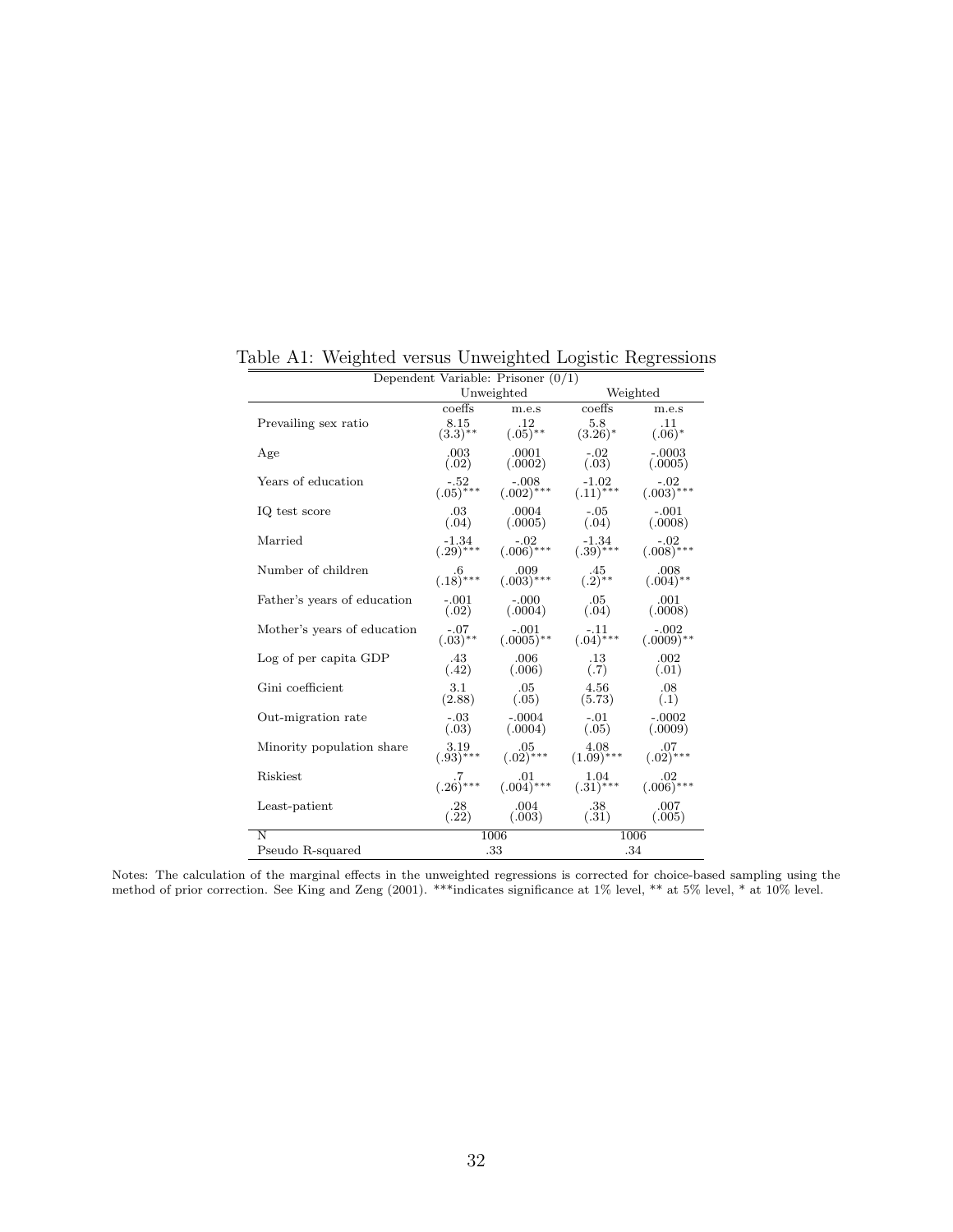Table A1: Weighted versus Unweighted Logistic Regressions

| Dependent Variable: Prisoner (0/1) | Unweighted | | Weighted | |
|---|---|---|---|---|
| | coeffs | m.e.s | coeffs | m.e.s |
| Prevailing sex ratio | 8.15 (3.3)** | .12 (.05)** | 5.8 (3.26)* | .11 (.06)* |
| Age | .003 (.02) | .0001 (.0002) | -.02 (.03) | -.0003 (.0005) |
| Years of education | -.52 (.05)*** | -.008 (.002)*** | -1.02 (.11)*** | -.02 (.003)*** |
| IQ test score | .03 (.04) | .0004 (.0005) | -.05 (.04) | -.001 (.0008) |
| Married | -1.34 (.29)*** | -.02 (.006)*** | -1.34 (.39)*** | -.02 (.008)*** |
| Number of children | .6 (.18)*** | .009 (.003)*** | .45 (.2)** | .008 (.004)** |
| Father's years of education | -.001 (.02) | -.000 (.0004) | .05 (.04) | .001 (.0008) |
| Mother's years of education | -.07 (.03)** | -.001 (.0005)** | -.11 (.04)*** | -.002 (.0009)** |
| Log of per capita GDP | .43 (.42) | .006 (.006) | .13 (.7) | .002 (.01) |
| Gini coefficient | 3.1 (2.88) | .05 (.05) | 4.56 (5.73) | .08 (.1) |
| Out-migration rate | -.03 (.03) | -.0004 (.0004) | -.01 (.05) | -.0002 (.0009) |
| Minority population share | 3.19 (.93)*** | .05 (.02)*** | 4.08 (1.09)*** | .07 (.02)*** |
| Riskiest | .7 (.26)*** | .01 (.004)*** | 1.04 (.31)*** | .02 (.006)*** |
| Least-patient | .28 (.22) | .004 (.003) | .38 (.31) | .007 (.005) |
| N | 1006 | | 1006 | |
| Pseudo R-squared | .33 | | .34 | |

Notes: The calculation of the marginal effects in the unweighted regressions is corrected for choice-based sampling using the method of prior correction. See King and Zeng (2001). ***indicates significance at 1% level, ** at 5% level, * at 10% level.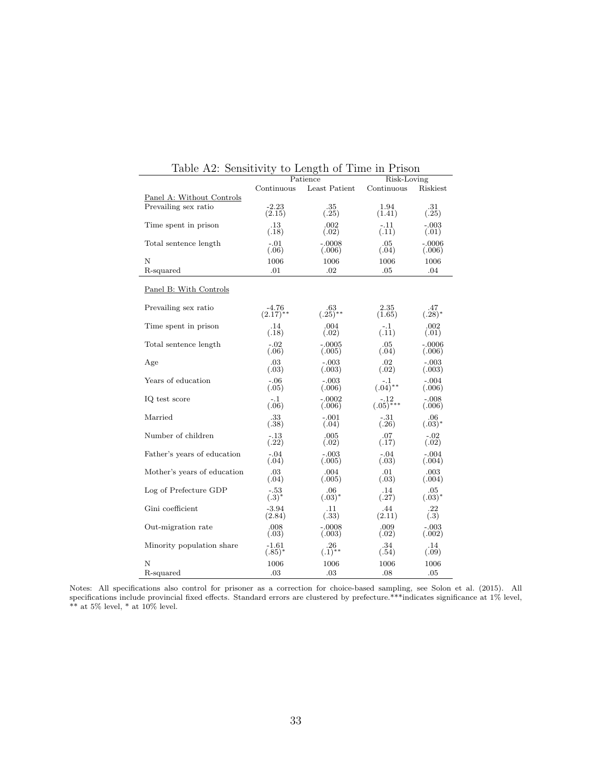Table A2: Sensitivity to Length of Time in Prison

| | Patience | | Risk-Loving | |
|---|---|---|---|---|
| | Continuous | Least Patient | Continuous | Riskiest |
| Panel A: Without Controls | | | | |
| Prevailing sex ratio | -2.23 | .35 | 1.94 | .31 |
| | (2.15) | (.25) | (1.41) | (.25) |
| Time spent in prison | .13 | .002 | -.11 | -.003 |
| | (.18) | (.02) | (.11) | (.01) |
| Total sentence length | -.01 | -.0008 | .05 | -.0006 |
| | (.06) | (.006) | (.04) | (.006) |
| N | 1006 | 1006 | 1006 | 1006 |
| R-squared | .01 | .02 | .05 | .04 |
| Panel B: With Controls | | | | |
| Prevailing sex ratio | -4.76 | .63 | 2.35 | .47 |
| | (2.17)** | (.25)** | (1.65) | (.28)* |
| Time spent in prison | .14 | .004 | -.1 | .002 |
| | (.18) | (.02) | (.11) | (.01) |
| Total sentence length | -.02 | -.0005 | .05 | -.0006 |
| | (.06) | (.005) | (.04) | (.006) |
| Age | .03 | -.003 | .02 | -.003 |
| | (.03) | (.003) | (.02) | (.003) |
| Years of education | -.06 | -.003 | -.1 | -.004 |
| | (.05) | (.006) | (.04)** | (.006) |
| IQ test score | -.1 | -.0002 | -.12 | -.008 |
| | (.06) | (.006) | (.05)*** | (.006) |
| Married | .33 | -.001 | -.31 | .06 |
| | (.38) | (.04) | (.26) | (.03)* |
| Number of children | -.13 | .005 | .07 | -.02 |
| | (.22) | (.02) | (.17) | (.02) |
| Father's years of education | -.04 | -.003 | -.04 | -.004 |
| | (.04) | (.005) | (.03) | (.004) |
| Mother's years of education | .03 | .004 | .01 | .003 |
| | (.04) | (.005) | (.03) | (.004) |
| Log of Prefecture GDP | -.53 | .06 | .14 | .05 |
| | (.3)* | (.03)* | (.27) | (.03)* |
| Gini coefficient | -3.94 | .11 | .44 | .22 |
| | (2.84) | (.33) | (2.11) | (.3) |
| Out-migration rate | .008 | -.0008 | .009 | -.003 |
| | (.03) | (.003) | (.02) | (.002) |
| Minority population share | -1.61 | .26 | .34 | .14 |
| | (.85)* | (.1)** | (.54) | (.09) |
| N | 1006 | 1006 | 1006 | 1006 |
| R-squared | .03 | .03 | .08 | .05 |

Notes: All specifications also control for prisoner as a correction for choice-based sampling, see Solon et al. (2015). All specifications include provincial fixed effects. Standard errors are clustered by prefecture.***indicates significance at 1% level, ** at 5% level, * at 10% level.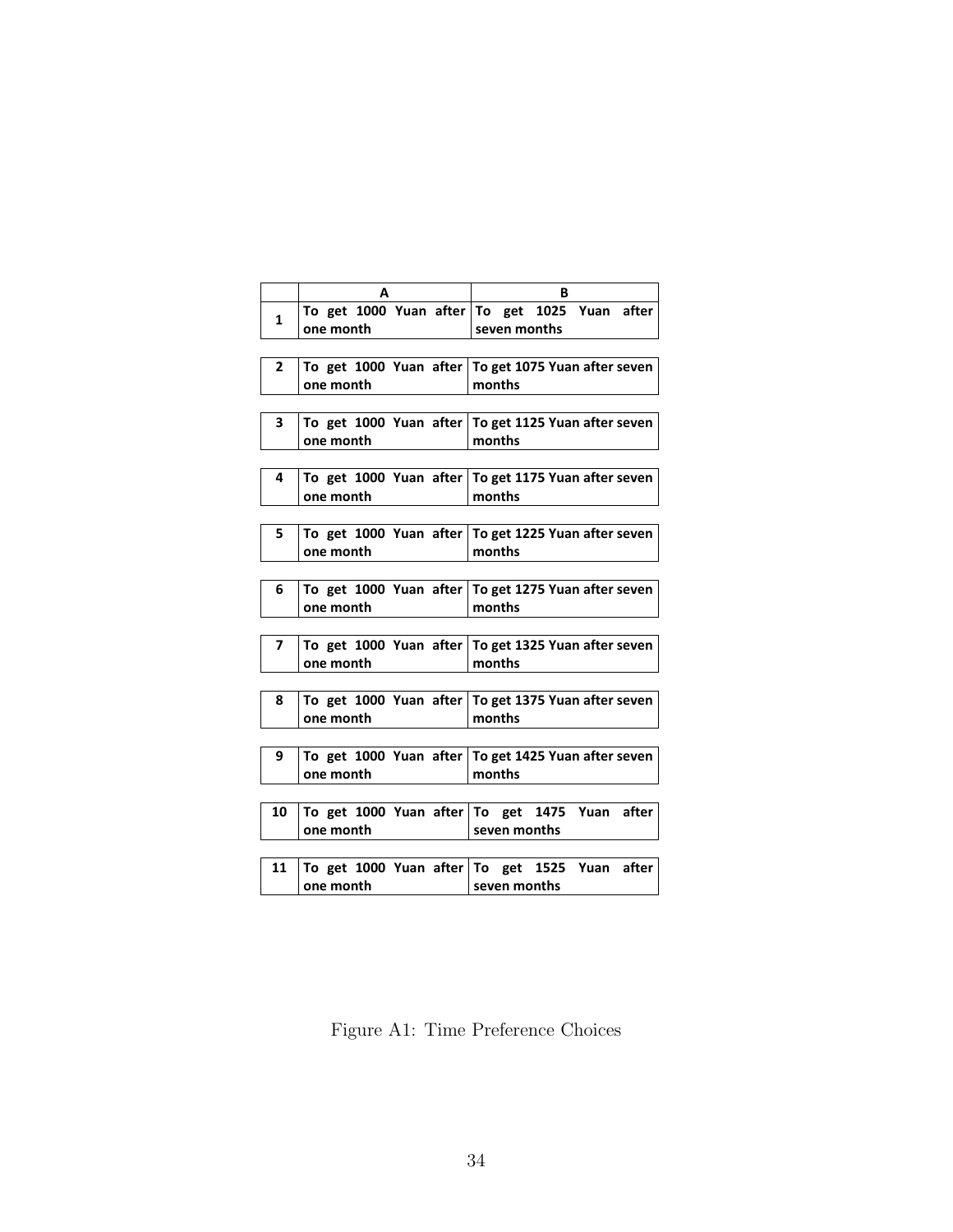| | A | B |
|---|---|---|
| 1 | **To get 1000 Yuan after one month** | **To get 1025 Yuan after seven months** |
| 2 | **To get 1000 Yuan after one month** | **To get 1075 Yuan after seven months** |
| 3 | **To get 1000 Yuan after one month** | **To get 1125 Yuan after seven months** |
| 4 | **To get 1000 Yuan after one month** | **To get 1175 Yuan after seven months** |
| 5 | **To get 1000 Yuan after one month** | **To get 1225 Yuan after seven months** |
| 6 | **To get 1000 Yuan after one month** | **To get 1275 Yuan after seven months** |
| 7 | **To get 1000 Yuan after one month** | **To get 1325 Yuan after seven months** |
| 8 | **To get 1000 Yuan after one month** | **To get 1375 Yuan after seven months** |
| 9 | **To get 1000 Yuan after one month** | **To get 1425 Yuan after seven months** |
| 10 | **To get 1000 Yuan after one month** | **To get 1475 Yuan after seven months** |
| 11 | **To get 1000 Yuan after one month** | **To get 1525 Yuan after seven months** |

Figure A1: Time Preference Choices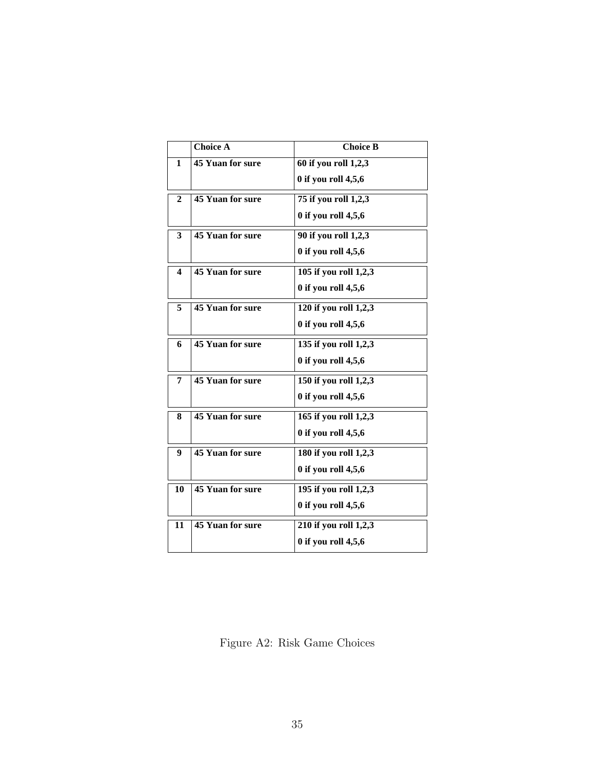| | Choice A | Choice B |
|---|---|---|
| 1 | 45 Yuan for sure | 60 if you roll 1,2,3<br>0 if you roll 4,5,6 |
| 2 | 45 Yuan for sure | 75 if you roll 1,2,3<br>0 if you roll 4,5,6 |
| 3 | 45 Yuan for sure | 90 if you roll 1,2,3<br>0 if you roll 4,5,6 |
| 4 | 45 Yuan for sure | 105 if you roll 1,2,3<br>0 if you roll 4,5,6 |
| 5 | 45 Yuan for sure | 120 if you roll 1,2,3<br>0 if you roll 4,5,6 |
| 6 | 45 Yuan for sure | 135 if you roll 1,2,3<br>0 if you roll 4,5,6 |
| 7 | 45 Yuan for sure | 150 if you roll 1,2,3<br>0 if you roll 4,5,6 |
| 8 | 45 Yuan for sure | 165 if you roll 1,2,3<br>0 if you roll 4,5,6 |
| 9 | 45 Yuan for sure | 180 if you roll 1,2,3<br>0 if you roll 4,5,6 |
| 10 | 45 Yuan for sure | 195 if you roll 1,2,3<br>0 if you roll 4,5,6 |
| 11 | 45 Yuan for sure | 210 if you roll 1,2,3<br>0 if you roll 4,5,6 |

Figure A2: Risk Game Choices